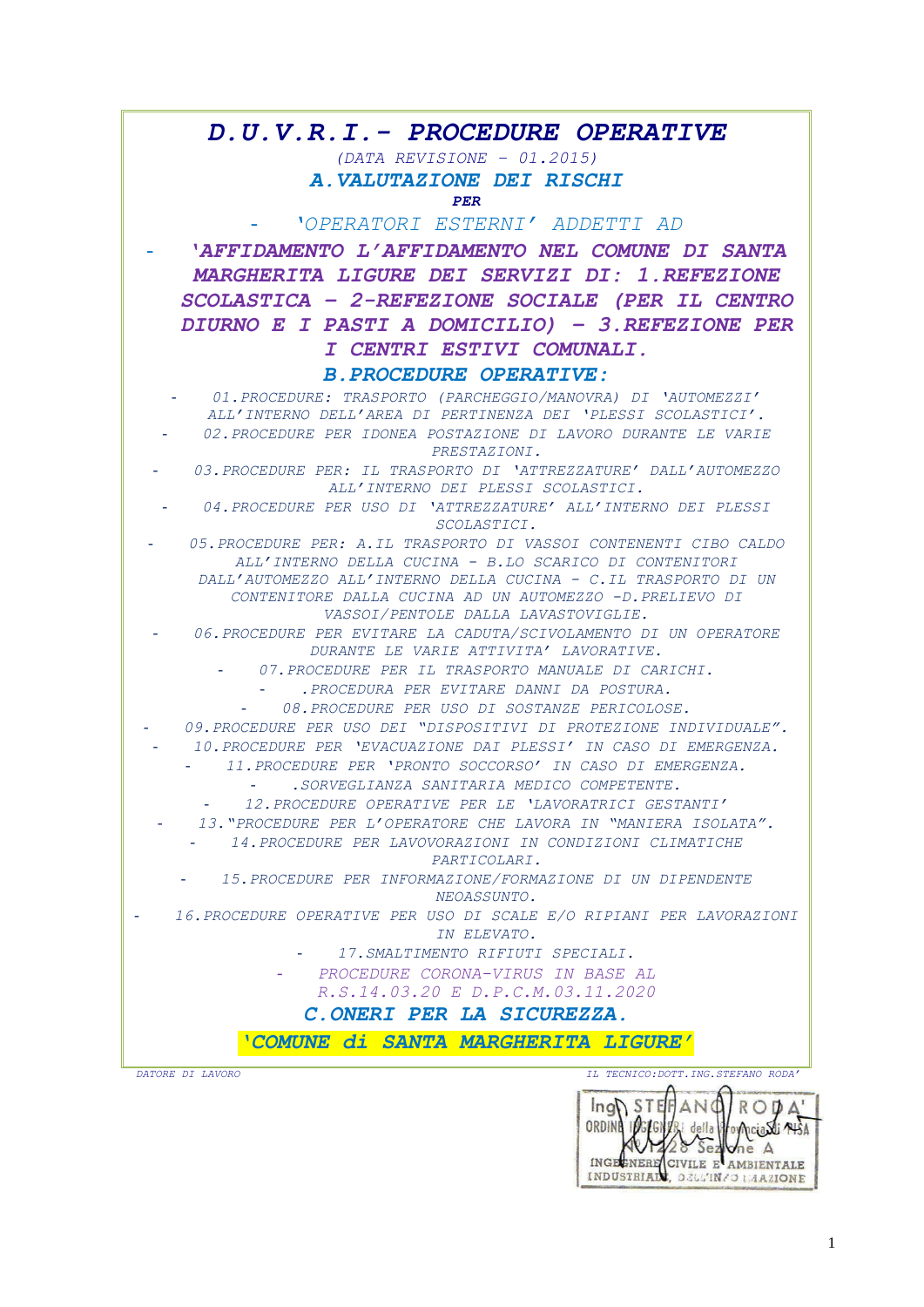# D.U.V.R.I.- PROCEDURE OPERATIVE

*(DATA REVISIONE – 01.2015)*

## A.VALUTAZIONE DEI RISCHI

**PER**

- *'OPERATORI ESTERNI' ADDETTI AD*
- **'AFFIDAMENTO L'AFFIDAMENTO NEL COMUNE DI SANTA MARGHERITA LIGURE DEI SERVIZI DI: 1.REFEZIONE SCOLASTICA – 2-REFEZIONE SOCIALE (PER IL CENTRO DIURNO E I PASTI A DOMICILIO) – 3.REFEZIONE PER I CENTRI ESTIVI COMUNALI.**

## B.PROCEDURE OPERATIVE:

- *01.PROCEDURE: TRASPORTO (PARCHEGGIO/MANOVRA) DI 'AUTOMEZZI' ALL'INTERNO DELL'AREA DI PERTINENZA DEI 'PLESSI SCOLASTICI'.*
- *02.PROCEDURE PER IDONEA POSTAZIONE DI LAVORO DURANTE LE VARIE PRESTAZIONI.*
- *03.PROCEDURE PER: IL TRASPORTO DI 'ATTREZZATURE' DALL'AUTOMEZZO ALL'INTERNO DEI PLESSI SCOLASTICI.*
- *04.PROCEDURE PER USO DI 'ATTREZZATURE' ALL'INTERNO DEI PLESSI SCOLASTICI.*
- *05.PROCEDURE PER: A.IL TRASPORTO DI VASSOI CONTENENTI CIBO CALDO ALL'INTERNO DELLA CUCINA - B.LO SCARICO DI CONTENITORI DALL'AUTOMEZZO ALL'INTERNO DELLA CUCINA - C.IL TRASPORTO DI UN CONTENITORE DALLA CUCINA AD UN AUTOMEZZO -D.PRELIEVO DI VASSOI/PENTOLE DALLA LAVASTOVIGLIE.*
- *06.PROCEDURE PER EVITARE LA CADUTA/SCIVOLAMENTO DI UN OPERATORE DURANTE LE VARIE ATTIVITA' LAVORATIVE.*
- *07.PROCEDURE PER IL TRASPORTO MANUALE DI CARICHI.*
- *.PROCEDURA PER EVITARE DANNI DA POSTURA.*
- *08.PROCEDURE PER USO DI SOSTANZE PERICOLOSE.*
- *09.PROCEDURE PER USO DEI "DISPOSITIVI DI PROTEZIONE INDIVIDUALE".*
- *10.PROCEDURE PER 'EVACUAZIONE DAI PLESSI' IN CASO DI EMERGENZA.*
- *11.PROCEDURE PER 'PRONTO SOCCORSO' IN CASO DI EMERGENZA.*
- *.SORVEGLIANZA SANITARIA MEDICO COMPETENTE.*
- *12.PROCEDURE OPERATIVE PER LE 'LAVORATRICI GESTANTI'*
- *13."PROCEDURE PER L'OPERATORE CHE LAVORA IN "MANIERA ISOLATA".*
- *14.PROCEDURE PER LAVOVORAZIONI IN CONDIZIONI CLIMATICHE PARTICOLARI.*
- *15.PROCEDURE PER INFORMAZIONE/FORMAZIONE DI UN DIPENDENTE NEOASSUNTO.*
- *16.PROCEDURE OPERATIVE PER USO DI SCALE E/O RIPIANI PER LAVORAZIONI IN ELEVATO.*
- *17.SMALTIMENTO RIFIUTI SPECIALI.*
- *PROCEDURE CORONA-VIRUS IN BASE AL R.S.14.03.20 E D.P.C.M.03.11.2020*

## C.ONERI PER LA SICUREZZA.

**'COMUNE di SANTA MARGHERITA LIGURE'**

*DATORE DI LAVORO* *IL TECNICO:DOTT.ING.STEFANO RODA'*

Ing. STEFANO RODA'
ORDINE INGEGNERI della Provincia di PISA
N. 1228 Sezione A
INGEGNERE CIVILE E AMBIENTALE
INDUSTRIALE, DELL'INFORMAZIONE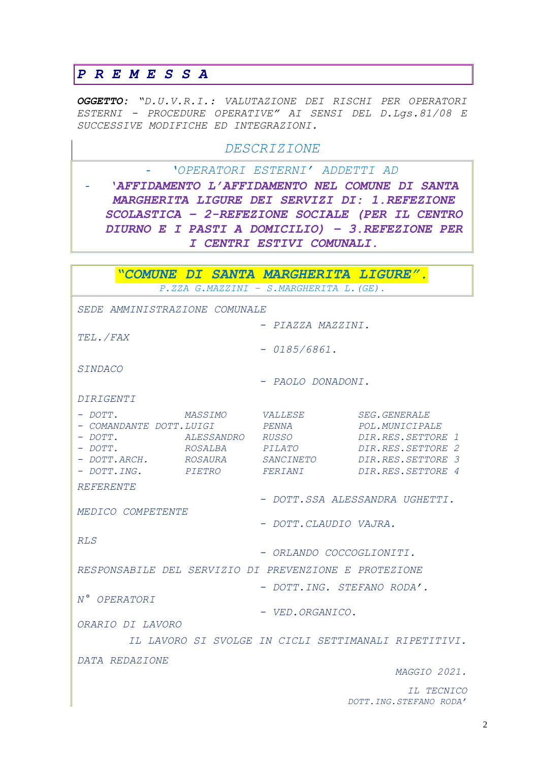# *P R E M E S S A*

***OGGETTO:*** *"D.U.V.R.I.: VALUTAZIONE DEI RISCHI PER OPERATORI ESTERNI - PROCEDURE OPERATIVE" AI SENSI DEL D.Lgs.81/08 E SUCCESSIVE MODIFICHE ED INTEGRAZIONI.*

## *DESCRIZIONE*

- *'OPERATORI ESTERNI' ADDETTI AD*
- ***'AFFIDAMENTO L'AFFIDAMENTO NEL COMUNE DI SANTA MARGHERITA LIGURE DEI SERVIZI DI: 1.REFEZIONE SCOLASTICA - 2-REFEZIONE SOCIALE (PER IL CENTRO DIURNO E I PASTI A DOMICILIO) - 3.REFEZIONE PER I CENTRI ESTIVI COMUNALI.***

***"COMUNE DI SANTA MARGHERITA LIGURE".***

*P.ZZA G.MAZZINI – S.MARGHERITA L.(GE).*

*SEDE AMMINISTRAZIONE COMUNALE*
- *PIAZZA MAZZINI.*

*TEL./FAX*
- *0185/6861.*

*SINDACO*
- *PAOLO DONADONI.*

*DIRIGENTI*

| | | | |
|---|---|---|---|
| - DOTT. | MASSIMO | VALLESE | SEG.GENERALE |
| - COMANDANTE DOTT. | LUIGI | PENNA | POL.MUNICIPALE |
| - DOTT. | ALESSANDRO | RUSSO | DIR.RES.SETTORE 1 |
| - DOTT. | ROSALBA | PILATO | DIR.RES.SETTORE 2 |
| - DOTT.ARCH. | ROSAURA | SANCINETO | DIR.RES.SETTORE 3 |
| - DOTT.ING. | PIETRO | FERIANI | DIR.RES.SETTORE 4 |

*REFERENTE*
- *DOTT.SSA ALESSANDRA UGHETTI.*

*MEDICO COMPETENTE*
- *DOTT.CLAUDIO VAJRA.*

*RLS*
- *ORLANDO COCCOGLIONITI.*

*RESPONSABILE DEL SERVIZIO DI PREVENZIONE E PROTEZIONE*
- *DOTT.ING. STEFANO RODA'.*

*N° OPERATORI*
- *VED.ORGANICO.*

*ORARIO DI LAVORO*

*IL LAVORO SI SVOLGE IN CICLI SETTIMANALI RIPETITIVI.*

*DATA REDAZIONE*

*MAGGIO 2021.*

*IL TECNICO*
*DOTT.ING.STEFANO RODA'*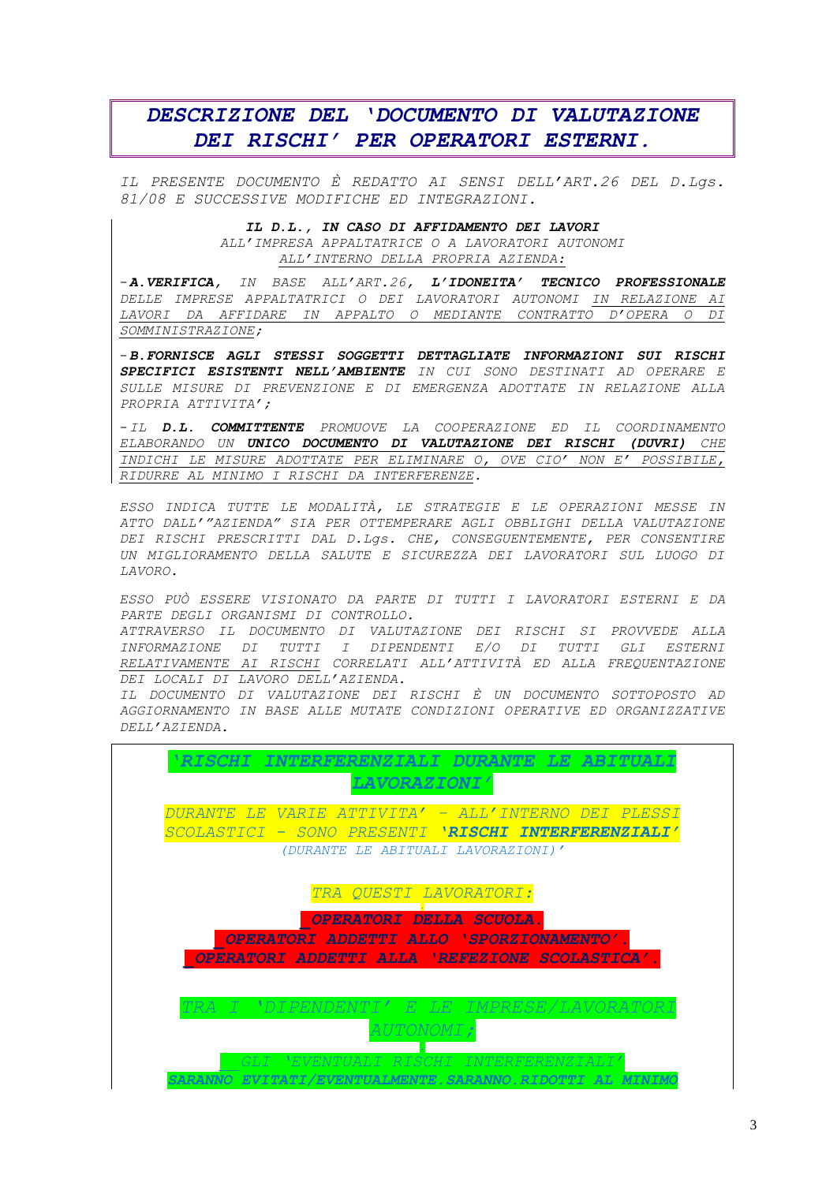# *DESCRIZIONE DEL 'DOCUMENTO DI VALUTAZIONE DEI RISCHI' PER OPERATORI ESTERNI.*

*IL PRESENTE DOCUMENTO È REDATTO AI SENSI DELL'ART.26 DEL D.Lgs. 81/08 E SUCCESSIVE MODIFICHE ED INTEGRAZIONI.*

***IL D.L., IN CASO DI AFFIDAMENTO DEI LAVORI***
*ALL'IMPRESA APPALTATRICE O A LAVORATORI AUTONOMI*
*ALL'INTERNO DELLA PROPRIA AZIENDA:*

*-**A.VERIFICA**, IN BASE ALL'ART.26, **L'IDONEITA' TECNICO PROFESSIONALE** DELLE IMPRESE APPALTATRICI O DEI LAVORATORI AUTONOMI IN RELAZIONE AI LAVORI DA AFFIDARE IN APPALTO O MEDIANTE CONTRATTO D'OPERA O DI SOMMINISTRAZIONE;*

*-**B.FORNISCE AGLI STESSI SOGGETTI DETTAGLIATE INFORMAZIONI SUI RISCHI SPECIFICI ESISTENTI NELL'AMBIENTE** IN CUI SONO DESTINATI AD OPERARE E SULLE MISURE DI PREVENZIONE E DI EMERGENZA ADOTTATE IN RELAZIONE ALLA PROPRIA ATTIVITA';*

*-IL **D.L. COMMITTENTE** PROMUOVE LA COOPERAZIONE ED IL COORDINAMENTO ELABORANDO UN **UNICO DOCUMENTO DI VALUTAZIONE DEI RISCHI (DUVRI)** CHE INDICHI LE MISURE ADOTTATE PER ELIMINARE O, OVE CIO' NON E' POSSIBILE, RIDURRE AL MINIMO I RISCHI DA INTERFERENZE.*

*ESSO INDICA TUTTE LE MODALITÀ, LE STRATEGIE E LE OPERAZIONI MESSE IN ATTO DALL'"AZIENDA" SIA PER OTTEMPERARE AGLI OBBLIGHI DELLA VALUTAZIONE DEI RISCHI PRESCRITTI DAL D.Lgs. CHE, CONSEGUENTEMENTE, PER CONSENTIRE UN MIGLIORAMENTO DELLA SALUTE E SICUREZZA DEI LAVORATORI SUL LUOGO DI LAVORO.*

*ESSO PUÒ ESSERE VISIONATO DA PARTE DI TUTTI I LAVORATORI ESTERNI E DA PARTE DEGLI ORGANISMI DI CONTROLLO.*
*ATTRAVERSO IL DOCUMENTO DI VALUTAZIONE DEI RISCHI SI PROVVEDE ALLA INFORMAZIONE DI TUTTI I DIPENDENTI E/O DI TUTTI GLI ESTERNI RELATIVAMENTE AI RISCHI CORRELATI ALL'ATTIVITÀ ED ALLA FREQUENTAZIONE DEI LOCALI DI LAVORO DELL'AZIENDA.*
*IL DOCUMENTO DI VALUTAZIONE DEI RISCHI È UN DOCUMENTO SOTTOPOSTO AD AGGIORNAMENTO IN BASE ALLE MUTATE CONDIZIONI OPERATIVE ED ORGANIZZATIVE DELL'AZIENDA.*

***'RISCHI INTERFERENZIALI DURANTE LE ABITUALI LAVORAZIONI'***

*DURANTE LE VARIE ATTIVITA' - ALL'INTERNO DEI PLESSI SCOLASTICI - SONO PRESENTI **'RISCHI INTERFERENZIALI'***
*(DURANTE LE ABITUALI LAVORAZIONI)'*

*TRA QUESTI LAVORATORI:*

***_OPERATORI DELLA SCUOLA.***
***_OPERATORI ADDETTI ALLO 'SPORZIONAMENTO'.***
***_OPERATORI ADDETTI ALLA 'REFEZIONE SCOLASTICA'.***

*TRA I 'DIPENDENTI' E LE IMPRESE/LAVORATORI AUTONOMI;*

*GLI 'EVENTUALI RISCHI INTERFERENZIALI'*
***SARANNO EVITATI/EVENTUALMENTE SARANNO RIDOTTI AL MINIMO***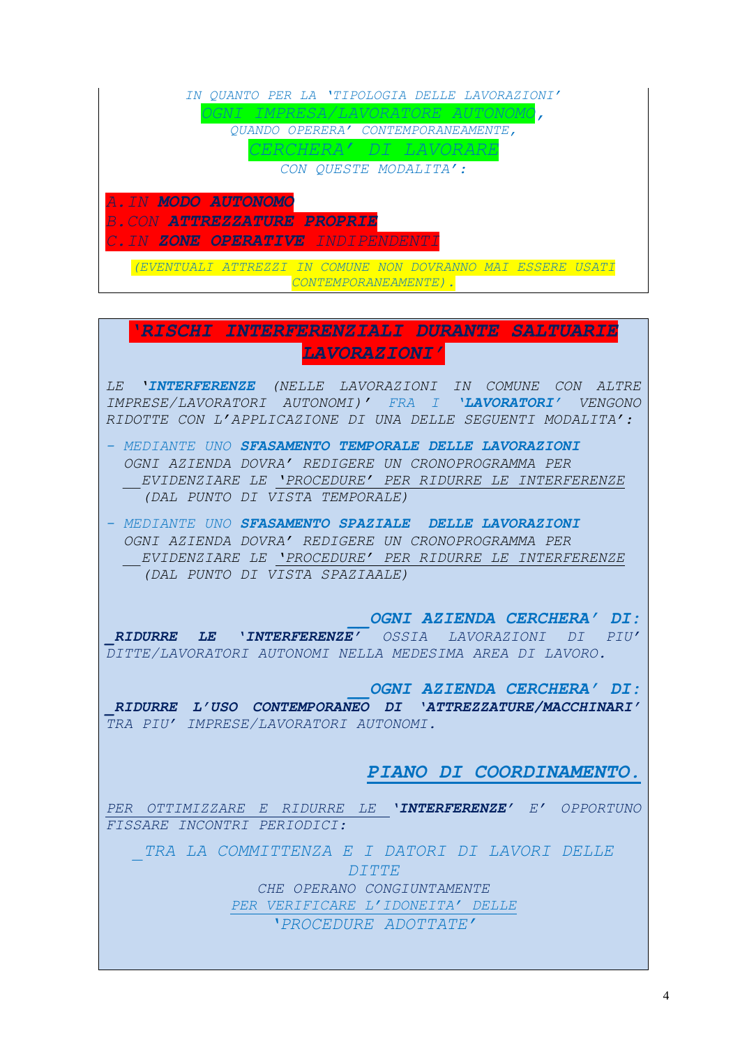*IN QUANTO PER LA 'TIPOLOGIA DELLE LAVORAZIONI'*

*OGNI IMPRESA/LAVORATORE AUTONOMO,*

*QUANDO OPERERA' CONTEMPORANEAMENTE,*

*CERCHERA' DI LAVORARE*

*CON QUESTE MODALITA':*

*A. IN **MODO AUTONOMO***

*B. CON **ATTREZZATURE PROPRIE***

*C. IN **ZONE OPERATIVE** INDIPENDENTI*

*(EVENTUALI ATTREZZI IN COMUNE NON DOVRANNO MAI ESSERE USATI CONTEMPORANEAMENTE).*

## *'RISCHI INTERFERENZIALI DURANTE SALTUARIE LAVORAZIONI'*

*LE '**INTERFERENZE** (NELLE LAVORAZIONI IN COMUNE CON ALTRE IMPRESE/LAVORATORI AUTONOMI)' FRA I '**LAVORATORI**' VENGONO RIDOTTE CON L'APPLICAZIONE DI UNA DELLE SEGUENTI MODALITA':*

- *MEDIANTE UNO **SFASAMENTO TEMPORALE DELLE LAVORAZIONI***
  *OGNI AZIENDA DOVRA' REDIGERE UN CRONOPROGRAMMA PER EVIDENZIARE LE 'PROCEDURE' PER RIDURRE LE INTERFERENZE (DAL PUNTO DI VISTA TEMPORALE)*
- *MEDIANTE UNO **SFASAMENTO SPAZIALE DELLE LAVORAZIONI***
  *OGNI AZIENDA DOVRA' REDIGERE UN CRONOPROGRAMMA PER EVIDENZIARE LE 'PROCEDURE' PER RIDURRE LE INTERFERENZE (DAL PUNTO DI VISTA SPAZIAALE)*

***OGNI AZIENDA CERCHERA' DI:***

***RIDURRE LE 'INTERFERENZE'** OSSIA LAVORAZIONI DI PIU' DITTE/LAVORATORI AUTONOMI NELLA MEDESIMA AREA DI LAVORO.*

***OGNI AZIENDA CERCHERA' DI:***

***RIDURRE L'USO CONTEMPORANEO DI 'ATTREZZATURE/MACCHINARI'** TRA PIU' IMPRESE/LAVORATORI AUTONOMI.*

### *PIANO DI COORDINAMENTO.*

*PER OTTIMIZZARE E RIDURRE LE '**INTERFERENZE**' E' OPPORTUNO FISSARE INCONTRI PERIODICI:*

*TRA LA COMMITTENZA E I DATORI DI LAVORI DELLE DITTE*

*CHE OPERANO CONGIUNTAMENTE*

*PER VERIFICARE L'IDONEITA' DELLE*

*'PROCEDURE ADOTTATE'*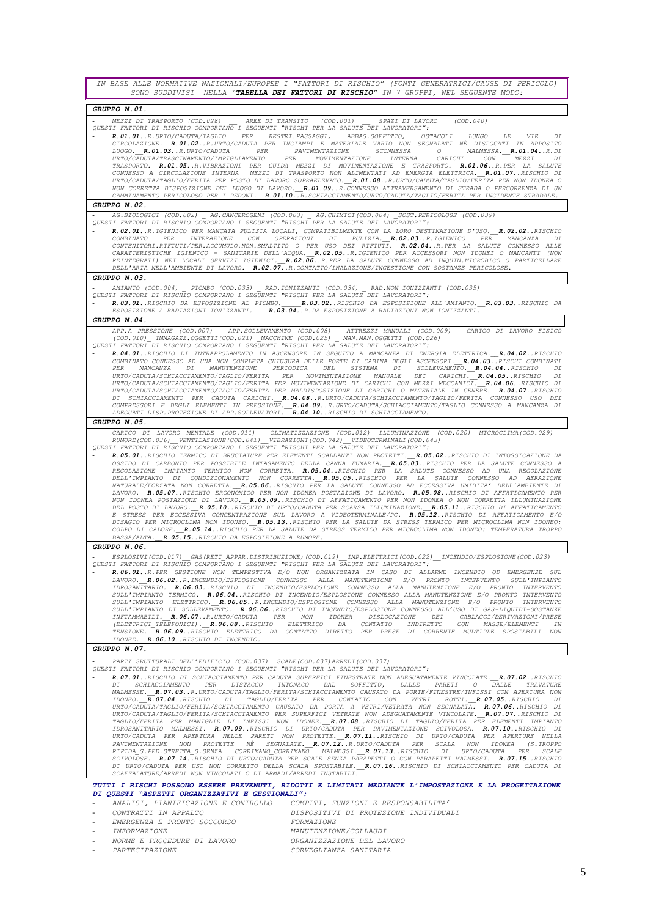*IN BASE ALLE NORMATIVE NAZIONALI/EUROPEE I "FATTORI DI RISCHIO" (FONTI GENERATRICI/CAUSE DI PERICOLO) SONO SUDDIVISI NELLA "**TABELLA DEI FATTORI DI RISCHIO**" IN 7 GRUPPI, NEL SEGUENTE MODO:*

### GRUPPO N.01.

- *MEZZI DI TRASPORTO (COD.028) ___ AREE DI TRANSITO (COD.001) ___ SPAZI DI LAVORO (COD.040)*

*QUESTI FATTORI DI RISCHIO COMPORTANO I SEGUENTI "RISCHI PER LA SALUTE DEI LAVORATORI":*

- ***R.01.01***..*R.URTO/CADUTA/TAGLIO PER RESTRI.PASSAGGI, ABBAS.SOFFITTO, OSTACOLI LUNGO LE VIE DI CIRCOLAZIONE.*__***R.01.02***..*R.URTO/CADUTA PER INCIAMPI E MATERIALE VARIO NON SEGNALATI NÈ DISLOCATI IN APPOSITO LUOGO.*__***R.01.03***..*R.URTO/CADUTA PER PAVIMENTAZIONE SCONNESSA O MALMESSA.*__***R.01.04***..*R.DI URTO/CADUTA/TRASCINAMENTO/IMPIGLIAMENTO PER MOVIMENTAZIONE INTERNA CARICHI CON MEZZI DI TRASPORTO.*__***R.01.05***..*R.VIBRAZIONI PER GUIDA MEZZI DI MOVIMENTAZIONE E TRASPORTO.*__***R.01.06***..*R.PER LA SALUTE CONNESSO A CIRCOLAZIONE INTERNA MEZZI DI TRASPORTO NON ALIMENTATI AD ENERGIA ELETTRICA.*__***R.01.07***..*RISCHIO DI URTO/CADUTA/TAGLIO/FERITA PER POSTO DI LAVORO SOPRAELEVATO.*__***R.01.08***..*R.URTO/CADUTA/TAGLIO/FERITA PER NON IDONEA O NON CORRETTA DISPOSIZIONE DEL LUOGO DI LAVORO.*__***R.01.09***..*R.CONNESSO ATTRAVERSAMENTO DI STRADA O PERCORRENZA DI UN CAMMINAMENTO PERICOLOSO PER I PEDONI.*__***R.01.10***..*R.SCHIACCIAMENTO/URTO/CADUTA/TAGLIO/FERITA PER INCIDENTE STRADALE.*

### GRUPPO N.02.

- *AG.BIOLOGICI (COD.002) _ AG.CANCEROGENI (COD.003) _ AG.CHIMICI(COD.004) _SOST.PERICOLOSE (COD.039)*

*QUESTI FATTORI DI RISCHIO COMPORTANO I SEGUENTI "RISCHI PER LA SALUTE DEI LAVORATORI":*

- ***R.02.01***..*R.IGIENICO PER MANCATA PULIZIA LOCALI, COMPATIBILMENTE CON LA LORO DESTINAZIONE D'USO.*__***R.02.02***..*RISCHIO COMBINATO PER INTERAZIONE CON OPERAZIONI DI PULIZIA.*__***R.02.03***..*R.IGIENICO PER MANCANZA DI CONTENITORI.RIFIUTI/PER.ACCUMULO.NON.SMALTITO O PER USO DEI RIFIUTI.*__***R.02.04***..*R.PER LA SALUTE CONNESSO ALLE CARATTERISTICHE IGIENICO - SANITARIE DELL'ACQUA.*__***R.02.05***..*R.IGIENICO PER ACCESSORI NON IDONEI O MANCANTI (NON REINTEGRATI) NEI LOCALI SERVIZI IGIENICI.*__***R.02.06***..*R.PER LA SALUTE CONNESSO AD INQUIN.MICROBICO O PARTICELLARE DELL'ARIA NELL'AMBIENTE DI LAVORO.*__***R.02.07***..*R.CONTATTO/INALAZIONE/INGESTIONE CON SOSTANZE PERICOLOSE.*

### GRUPPO N.03.

- *AMIANTO (COD.004) _ PIOMBO (COD.033) _ RAD.IONIZZANTI (COD.034) _ RAD.NON IONIZZANTI (COD.035)*

*QUESTI FATTORI DI RISCHIO COMPORTANO I SEGUENTI "RISCHI PER LA SALUTE DEI LAVORATORI":*

- ***R.03.01***..*RISCHIO DA ESPOSIZIONE AL PIOMBO.*_____***R.03.02***..*RISCHIO DA ESPOSIZIONE ALL'AMIANTO.*__***R.03.03***..*RISCHIO DA ESPOSIZIONE A RADIAZIONI IONIZZANTI.*____***R.03.04***..*R.DA ESPOSIZIONE A RADIAZIONI NON IONIZZANTI.*

### GRUPPO N.04.

- *APP.A PRESSIONE (COD.007) _ APP.SOLLEVAMENTO (COD.008) _ ATTREZZI MANUALI (COD.009) _ CARICO DI LAVORO FISICO (COD.010)_ IMMAGAZZ.OGGETTI(COD.021) _MACCHINE (COD.025) _ MAN.MAN.OGGETTI (COD.026)*

*QUESTI FATTORI DI RISCHIO COMPORTANO I SEGUENTI "RISCHI PER LA SALUTE DEI LAVORATORI":*

- ***R.04.01***..*RISCHIO DI INTRAPPOLAMENTO IN ASCENSORE IN SEGUITO A MANCANZA DI ENERGIA ELETTRICA.*__***R.04.02***..*RISCHIO COMBINATO CONNESSO AD UNA NON COMPLETA CHIUSURA DELLE PORTE DI CABINA DEGLI ASCENSORI.*__***R.04.03***..*RISCHI COMBINATI PER MANCANZA DI MANUTENZIONE PERIODICA DEL SISTEMA DI SOLLEVAMENTO.*__***R.04.04***..*RISCHIO DI URTO/CADUTA/SCHIACCIAMENTO/TAGLIO/FERITA PER MOVIMENTAZIONE MANUALE DEI CARICHI.*__***R.04.05***..*RISCHIO DI URTO/CADUTA/SCHIACCIAMENTO/TAGLIO/FERITA PER MOVIMENTAZIONE DI CARICHI CON MEZZI MECCANICI.*__***R.04.06***..*RISCHIO DI URTO/CADUTA/SCHIACCIAMENTO/TAGLIO/FERITA PER MALDISPOSIZIONE DI CARICHI O MATERIALE IN GENERE.*__***R.04.07***..*RISCHIO DI SCHIACCIAMENTO PER CADUTA CARICHI.*__***R.04.08***..*R.URTO/CADUTA/SCHIACCIAMENTO/TAGLIO/FERITA CONNESSO USO DEI COMPRESSORI E DEGLI ELEMENTI IN PRESSIONE.*__***R.04.09***..*R.URTO/CADUTA/SCHIACCIAMENTO/TAGLIO CONNESSO A MANCANZA DI ADEGUATI DISP.PROTEZIONE DI APP.SOLLEVATORI.*__***R.04.10***..*RISCHIO DI SCHIACCIAMENTO.*

### GRUPPO N.05.

- *CARICO DI LAVORO MENTALE (COD.011) __CLIMATIZZAZIONE (COD.012)__ILLUMINAZIONE (COD.020)__MICROCLIMA(COD.029)__ RUMORE(COD.036)__VENTILAZIONE(COD.041)__VIBRAZIONI(COD.042)__VIDEOTERMINALI(COD.043)*

*QUESTI FATTORI DI RISCHIO COMPORTANO I SEGUENTI "RISCHI PER LA SALUTE DEI LAVORATORI":*

- ***R.05.01***..*RISCHIO TERMICO DI BRUCIATURE PER ELEMENTI SCALDANTI NON PROTETTI.*__***R.05.02***..*RISCHIO DI INTOSSICAZIONE DA OSSIDO DI CARBONIO PER POSSIBILE INTASAMENTO DELLA CANNA FUMARIA.*__***R.05.03***..*RISCHIO PER LA SALUTE CONNESSO A REGOLAZIONE IMPIANTO TERMICO NON CORRETTA.*__***R.05.04***..*RISCHIO PER LA SALUTE CONNESSO AD UNA REGOLAZIONE DELL'IMPIANTO DI CONDIZIONAMENTO NON CORRETTA.*__***R.05.05***..*RISCHIO PER LA SALUTE CONNESSO AD AERAZIONE NATURALE/FORZATA NON CORRETTA.*__***R.05.06***..*RISCHIO PER LA SALUTE CONNESSO AD ECCESSIVA UMIDITA' DELL'AMBIENTE DI LAVORO.*__***R.05.07***..*RISCHIO ERGONOMICO PER NON IDONEA POSTAZIONE DI LAVORO.*__***R.05.08***..*RISCHIO DI AFFATICAMENTO PER NON IDONEA POSTAZIONE DI LAVORO.*__***R.05.09***..*RISCHIO DI AFFATICAMENTO PER NON IDONEA O NON CORRETTA ILLUMINAZIONE DEL POSTO DI LAVORO.*__***R.05.10***..*RISCHIO DI URTO/CADUTA PER SCARSA ILLUMINAZIONE.*__***R.05.11***..*RISCHIO DI AFFATICAMENTO E STRESS PER ECCESSIVA CONCENTRAZIONE SUL LAVORO A VIDEOTERMINALE/PC.*__***R.05.12***..*RISCHIO DI AFFATICAMENTO E/O DISAGIO PER MICROCLIMA NON IDONEO.*__***R.05.13***..*RISCHIO PER LA SALUTE DA STRESS TERMICO PER MICROCLIMA NON IDONEO: COLPO DI CALORE.*__***R.05.14***..*RISCHIO PER LA SALUTE DA STRESS TERMICO PER MICROCLIMA NON IDONEO: TEMPERATURA TROPPO BASSA/ALTA.*_ ***R.05.15***..*RISCHIO DA ESPOSIZIONE A RUMORE.*

### GRUPPO N.06.

- *ESPLOSIVI(COD.017)__GAS(RETI_APPAR.DISTRIBUZIONE)(COD.019)__IMP.ELETTRICI(COD.022)__INCENDIO/ESPLOSIONE(COD.023)*

*QUESTI FATTORI DI RISCHIO COMPORTANO I SEGUENTI "RISCHI PER LA SALUTE DEI LAVORATORI":*

- ***R.06.01***..*R.PER GESTIONE NON TEMPESTIVA E/O NON ORGANIZZATA IN CASO DI ALLARME INCENDIO OD EMERGENZE SUL LAVORO.*__***R.06.02***..*R.INCENDIO/ESPLOSIONE CONNESSO ALLA MANUTENZIONE E/O PRONTO INTERVENTO SULL'IMPIANTO IDROSANITARIO.*__***R.06.03***..*RISCHIO DI INCENDIO/ESPLOSIONE CONNESSO ALLA MANUTENZIONE E/O PRONTO INTERVENTO SULL'IMPIANTO TERMICO.*__***R.06.04***..*RISCHIO DI INCENDIO/ESPLOSIONE CONNESSO ALLA MANUTENZIONE E/O PRONTO INTERVENTO SULL'IMPIANTO ELETTRICO.*__***R.06.05***..*R.INCENDIO/ESPLOSIONE CONNESSO ALLA MANUTENZIONE E/O PRONTO INTERVENTO SULL'IMPIANTO DI SOLLEVAMENTO.*__***R.06.06***..*RISCHIO DI INCENDIO/ESPLOSIONE CONNESSO ALL'USO DI GAS-LIQUIDI-SOSTANZE INFIAMMABILI.*__***R.06.07***..*R.URTO/CADUTA PER NON IDONEA DISLOCAZIONE DEI CABLAGGI/DERIVAZIONI/PRESE (ELETTRICI_TELEFONICI).*__***R.06.08***..*RISCHIO ELETTRICO DA CONTATTO INDIRETTO CON MASSE/ELEMENTI IN TENSIONE.*__***R.06.09***..*RISCHIO ELETTRICO DA CONTATTO DIRETTO PER PRESE DI CORRENTE MULTIPLE SPOSTABILI NON IDONEE.*__***R.06.10***..*RISCHIO DI INCENDIO.*

### GRUPPO N.07.

- *PARTI SRUTTURALI DELL'EDIFICIO (COD.037)__SCALE(COD.037)ARREDI(COD.037)*

*QUESTI FATTORI DI RISCHIO COMPORTANO I SEGUENTI "RISCHI PER LA SALUTE DEI LAVORATORI":*

- ***R.07.01***..*RISCHIO DI SCHIACCIAMENTO PER CADUTA SUPERFICI FINESTRATE NON ADEGUATAMENTE VINCOLATE.*__***R.07.02***..*RISCHIO DI SCHIACCIAMENTO PER DISTACCO INTONACO DAL SOFFITTO, DALLE PARETI O DALLE TRAVATURE MALMESSE.*__***R.07.03***..*R.URTO/CADUTA/TAGLIO/FERITA/SCHIACCIAMENTO CAUSATO DA PORTE/FINESTRE/INFISSI CON APERTURA NON IDONEO.*__***R.07.04***..*RISCHIO DI TAGLIO/FERITA PER CONTATTO CON VETRI ROTTI.*__***R.07.05***..*RISCHIO DI URTO/CADUTA/TAGLIO/FERITA/SCHIACCIAMENTO CAUSATO DA PORTA A VETRI/VETRATA NON SEGNALATA.*__***R.07.06***..*RISCHIO DI URTO/CADUTA/TAGLIO/FERITA/SCHIACCIAMENTO PER SUPERFICI VETRATE NON ADEGUATAMENTE VINCOLATE.*__***R.07.07***..*RISCHIO DI TAGLIO/FERITA PER MANIGLIE DI INFISSI NON IDONEE.*__***R.07.08***..*RISCHIO DI TAGLIO/FERITA PER ELEMENTI IMPIANTO IDROSANITARIO MALMESSI.*__***R.07.09***..*RISCHIO DI URTO/CADUTA PER PAVIMENTAZIONE SCIVOLOSA.*__***R.07.10***..*RISCHIO DI URTO/CADUTA PER APERTURA NELLE PARETI NON PROTETTE.*__***R.07.11***..*RISCHIO DI URTO/CADUTA PER APERTURE NELLA PAVIMENTAZIONE NON PROTETTE NÉ SEGNALATE.*__***R.07.12***..*R.URTO/CADUTA PER SCALA NON IDONEA (S.TROPPO RIPIDA_S.PED.STRETTA_S.SENZA CORRIMANO_CORRIMANO MALMESSI.*__***R.07.13***..*RISCHIO DI URTO/CADUTA PER SCALE SCIVOLOSE.*__***R.07.14***..*RISCHIO DI URTO/CADUTA PER SCALE SENZA PARAPETTI O CON PARAPETTI MALMESSI.*__***R.07.15***..*RISCHIO DI URTO/CADUTA PER USO NON CORRETTO DELLA SCALA SPOSTABILE.*__***R.07.16***..*RISCHIO DI SCHIACCIAMENTO PER CADUTA DI SCAFFALATURE/ARREDI NON VINCOLATI O DI ARMADI/ARREDI INSTABILI.*

***TUTTI I RISCHI POSSONO ESSERE PREVENUTI, RIDOTTI E LIMITATI MEDIANTE L'IMPOSTAZIONE E LA PROGETTAZIONE DI QUESTI "ASPETTI ORGANIZZATIVI E GESTIONALI":***

- *ANALISI, PIANIFICAZIONE E CONTROLLO*
- *CONTRATTI IN APPALTO*
- *EMERGENZA E PRONTO SOCCORSO*
- *INFORMAZIONE*
- *NORME E PROCEDURE DI LAVORO*
- *PARTECIPAZIONE*
- *COMPITI, FUNZIONI E RESPONSABILITA'*
- *DISPOSITIVI DI PROTEZIONE INDIVIDUALI*
- *FORMAZIONE*
- *MANUTENZIONE/COLLAUDI*
- *ORGANIZZAZIONE DEL LAVORO*
- *SORVEGLIANZA SANITARIA*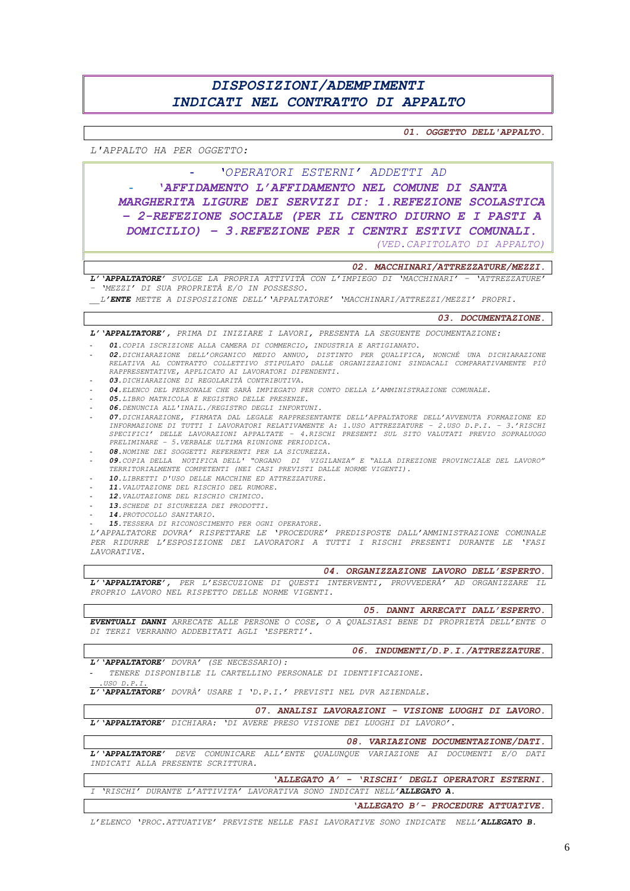# DISPOSIZIONI/ADEMPIMENTI INDICATI NEL CONTRATTO DI APPALTO

## 01. OGGETTO DELL'APPALTO.

*L'APPALTO HA PER OGGETTO:*

- *'OPERATORI ESTERNI' ADDETTI AD*
- ***'AFFIDAMENTO L'AFFIDAMENTO NEL COMUNE DI SANTA MARGHERITA LIGURE DEI SERVIZI DI: 1.REFEZIONE SCOLASTICA - 2-REFEZIONE SOCIALE (PER IL CENTRO DIURNO E I PASTI A DOMICILIO) - 3.REFEZIONE PER I CENTRI ESTIVI COMUNALI.***

*(VED.CAPITOLATO DI APPALTO)*

## 02. MACCHINARI/ATTREZZATURE/MEZZI.

***L''APPALTATORE'*** *SVOLGE LA PROPRIA ATTIVITÀ CON L'IMPIEGO DI 'MACCHINARI' - 'ATTREZZATURE' - 'MEZZI' DI SUA PROPRIETÀ E/O IN POSSESSO.*

__ *L'**ENTE** METTE A DISPOSIZIONE DELL''APPALTATORE' 'MACCHINARI/ATTREZZI/MEZZI' PROPRI.*

## 03. DOCUMENTAZIONE.

***L''APPALTATORE'***, *PRIMA DI INIZIARE I LAVORI, PRESENTA LA SEGUENTE DOCUMENTAZIONE:*

- ***01.*** *COPIA ISCRIZIONE ALLA CAMERA DI COMMERCIO, INDUSTRIA E ARTIGIANATO.*
- ***02.*** *DICHIARAZIONE DELL'ORGANICO MEDIO ANNUO, DISTINTO PER QUALIFICA, NONCHÉ UNA DICHIARAZIONE RELATIVA AL CONTRATTO COLLETTIVO STIPULATO DALLE ORGANIZZAZIONI SINDACALI COMPARATIVAMENTE PIÙ RAPPRESENTATIVE, APPLICATO AI LAVORATORI DIPENDENTI.*
- ***03.*** *DICHIARAZIONE DI REGOLARITÀ CONTRIBUTIVA.*
- ***04.*** *ELENCO DEL PERSONALE CHE SARÀ IMPIEGATO PER CONTO DELLA L'AMMINISTRAZIONE COMUNALE.*
- ***05.*** *LIBRO MATRICOLA E REGISTRO DELLE PRESENZE.*
- ***06.*** *DENUNCIA ALL'INAIL./REGISTRO DEGLI INFORTUNI.*
- ***07.*** *DICHIARAZIONE, FIRMATA DAL LEGALE RAPPRESENTANTE DELL'APPALTATORE DELL'AVVENUTA FORMAZIONE ED INFORMAZIONE DI TUTTI I LAVORATORI RELATIVAMENTE A: 1.USO ATTREZZATURE - 2.USO D.P.I. - 3.'RISCHI SPECIFICI' DELLE LAVORAZIONI APPALTATE - 4.RISCHI PRESENTI SUL SITO VALUTATI PREVIO SOPRALUOGO PRELIMINARE - 5.VERBALE ULTIMA RIUNIONE PERIODICA.*
- ***08.*** *NOMINE DEI SOGGETTI REFERENTI PER LA SICUREZZA.*
- ***09.*** *COPIA DELLA NOTIFICA DELL' "ORGANO DI VIGILANZA" E "ALLA DIREZIONE PROVINCIALE DEL LAVORO" TERRITORIALMENTE COMPETENTI (NEI CASI PREVISTI DALLE NORME VIGENTI).*
- ***10.*** *LIBRETTI D'USO DELLE MACCHINE ED ATTREZZATURE.*
- ***11.*** *VALUTAZIONE DEL RISCHIO DEL RUMORE.*
- ***12.*** *VALUTAZIONE DEL RISCHIO CHIMICO.*
- ***13.*** *SCHEDE DI SICUREZZA DEI PRODOTTI.*
- ***14.*** *PROTOCOLLO SANITARIO.*
- ***15.*** *TESSERA DI RICONOSCIMENTO PER OGNI OPERATORE.*

*L'APPALTATORE DOVRA' RISPETTARE LE 'PROCEDURE' PREDISPOSTE DALL'AMMINISTRAZIONE COMUNALE PER RIDURRE L'ESPOSIZIONE DEI LAVORATORI A TUTTI I RISCHI PRESENTI DURANTE LE 'FASI LAVORATIVE.*

## 04. ORGANIZZAZIONE LAVORO DELL'ESPERTO.

***L''APPALTATORE'***, *PER L'ESECUZIONE DI QUESTI INTERVENTI, PROVVEDERÀ' AD ORGANIZZARE IL PROPRIO LAVORO NEL RISPETTO DELLE NORME VIGENTI.*

## 05. DANNI ARRECATI DALL'ESPERTO.

***EVENTUALI DANNI*** *ARRECATE ALLE PERSONE O COSE, O A QUALSIASI BENE DI PROPRIETÀ DELL'ENTE O DI TERZI VERRANNO ADDEBITATI AGLI 'ESPERTI'.*

## 06. INDUMENTI/D.P.I./ATTREZZATURE.

***L''APPALTATORE'*** *DOVRA' (SE NECESSARIO):*

- *TENERE DISPONIBILE IL CARTELLINO PERSONALE DI IDENTIFICAZIONE.*

__ *.USO D.P.I.*

***L''APPALTATORE'*** *DOVRÀ' USARE I 'D.P.I.' PREVISTI NEL DVR AZIENDALE.*

## 07. ANALISI LAVORAZIONI - VISIONE LUOGHI DI LAVORO.

***L''APPALTATORE'*** *DICHIARA: 'DI AVERE PRESO VISIONE DEI LUOGHI DI LAVORO'.*

## 08. VARIAZIONE DOCUMENTAZIONE/DATI.

***L''APPALTATORE'*** *DEVE COMUNICARE ALL'ENTE QUALUNQUE VARIAZIONE AI DOCUMENTI E/O DATI INDICATI ALLA PRESENTE SCRITTURA.*

## 'ALLEGATO A' - 'RISCHI' DEGLI OPERATORI ESTERNI.

*I 'RISCHI' DURANTE L'ATTIVITA' LAVORATIVA SONO INDICATI NELL'**ALLEGATO A**.*

## 'ALLEGATO B'- PROCEDURE ATTUATIVE.

*L'ELENCO 'PROC.ATTUATIVE' PREVISTE NELLE FASI LAVORATIVE SONO INDICATE NELL'**ALLEGATO B**.*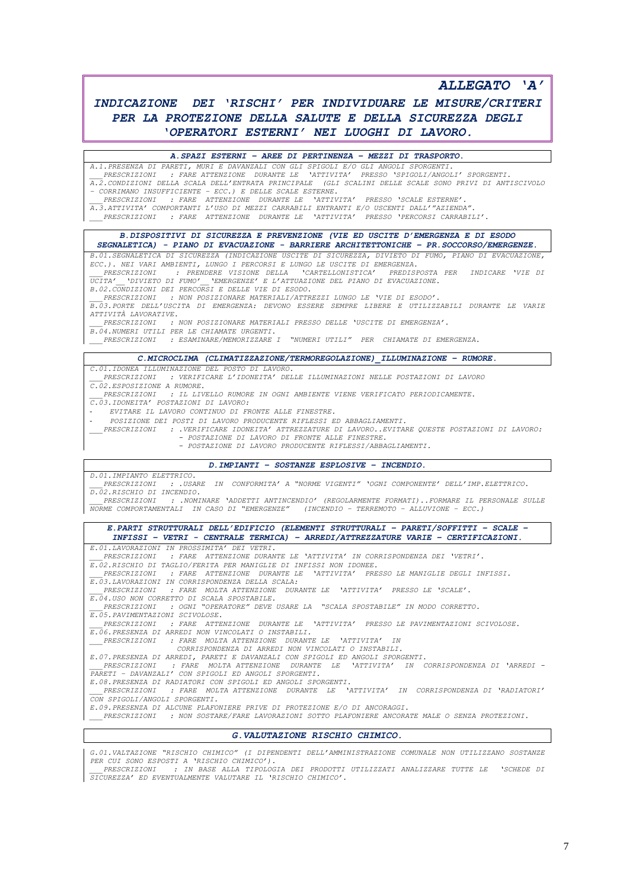## *ALLEGATO 'A'*

### *INDICAZIONE DEI 'RISCHI' PER INDIVIDUARE LE MISURE/CRITERI PER LA PROTEZIONE DELLA SALUTE E DELLA SICUREZZA DEGLI 'OPERATORI ESTERNI' NEI LUOGHI DI LAVORO.*

#### *A. SPAZI ESTERNI – AREE DI PERTINENZA – MEZZI DI TRASPORTO.*

*A.1. PRESENZA DI PARETI, MURI E DAVANZALI CON GLI SPIGOLI E/O GLI ANGOLI SPORGENTI.*
*___PRESCRIZIONI : FARE ATTENZIONE DURANTE LE 'ATTIVITA' PRESSO 'SPIGOLI/ANGOLI' SPORGENTI.*
*A.2. CONDIZIONI DELLA SCALA DELL'ENTRATA PRINCIPALE (GLI SCALINI DELLE SCALE SONO PRIVI DI ANTISCIVOLO – CORRIMANO INSUFFICIENTE – ECC.) E DELLE SCALE ESTERNE.*
*___PRESCRIZIONI : FARE ATTENZIONE DURANTE LE 'ATTIVITA' PRESSO 'SCALE ESTERNE'.*
*A.3. ATTIVITA' COMPORTANTI L'USO DI MEZZI CARRABILI ENTRANTI E/O USCENTI DALL'"AZIENDA".*
*___PRESCRIZIONI : FARE ATTENZIONE DURANTE LE 'ATTIVITA' PRESSO 'PERCORSI CARRABILI'.*

#### *B. DISPOSITIVI DI SICUREZZA E PREVENZIONE (VIE ED USCITE D'EMERGENZA E DI ESODO SEGNALETICA) – PIANO DI EVACUAZIONE – BARRIERE ARCHITETTONICHE – PR. SOCCORSO/EMERGENZE.*

*B.01. SEGNALETICA DI SICUREZZA (INDICAZIONE USCITE DI SICUREZZA, DIVIETO DI FUMO, PIANO DI EVACUAZIONE, ECC.). NEI VARI AMBIENTI, LUNGO I PERCORSI E LUNGO LE USCITE DI EMERGENZA.*
*___PRESCRIZIONI : PRENDERE VISIONE DELLA 'CARTELLONISTICA' PREDISPOSTA PER INDICARE 'VIE DI UCITA'__'DIVIETO DI FUMO'__'EMERGENZE' E L'ATTUAZIONE DEL PIANO DI EVACUAZIONE.*
*B.02. CONDIZIONI DEI PERCORSI E DELLE VIE DI ESODO.*
*___PRESCRIZIONI : NON POSIZIONARE MATERIALI/ATTREZZI LUNGO LE 'VIE DI ESODO'.*
*B.03. PORTE DELL'USCITA DI EMERGENZA: DEVONO ESSERE SEMPRE LIBERE E UTILIZZABILI DURANTE LE VARIE ATTIVITÀ LAVORATIVE.*
*___PRESCRIZIONI : NON POSIZIONARE MATERIALI PRESSO DELLE 'USCITE DI EMERGENZA'.*
*B.04. NUMERI UTILI PER LE CHIAMATE URGENTI.*
*___PRESCRIZIONI : ESAMINARE/MEMORIZZARE I "NUMERI UTILI" PER CHIAMATE DI EMERGENZA.*

#### *C. MICROCLIMA (CLIMATIZZAZIONE/TERMOREGOLAZIONE)_ILLUMINAZIONE – RUMORE.*

*C.01. IDONEA ILLUMINAZIONE DEL POSTO DI LAVORO.*
*___PRESCRIZIONI : VERIFICARE L'IDONEITA' DELLE ILLUMINAZIONI NELLE POSTAZIONI DI LAVORO*
*C.02. ESPOSIZIONE A RUMORE.*
*___PRESCRIZIONI : IL LIVELLO RUMORE IN OGNI AMBIENTE VIENE VERIFICATO PERIODICAMENTE.*
*C.03. IDONEITA' POSTAZIONI DI LAVORO:*
- *EVITARE IL LAVORO CONTINUO DI FRONTE ALLE FINESTRE.*
- *POSIZIONE DEI POSTI DI LAVORO PRODUCENTE RIFLESSI ED ABBAGLIAMENTI.*

*___PRESCRIZIONI : .VERIFICARE IDONEITA' ATTREZZATURE DI LAVORO..EVITARE QUESTE POSTAZIONI DI LAVORO:*
*– POSTAZIONE DI LAVORO DI FRONTE ALLE FINESTRE.*
*– POSTAZIONE DI LAVORO PRODUCENTE RIFLESSI/ABBAGLIAMENTI.*

#### *D. IMPIANTI – SOSTANZE ESPLOSIVE – INCENDIO.*

*D.01. IMPIANTO ELETTRICO.*
*___PRESCRIZIONI : .USARE IN CONFORMITA' A "NORME VIGENTI" 'OGNI COMPONENTE' DELL'IMP.ELETTRICO.*
*D.02. RISCHIO DI INCENDIO.*
*___PRESCRIZIONI : .NOMINARE 'ADDETTI ANTINCENDIO' (REGOLARMENTE FORMATI)..FORMARE IL PERSONALE SULLE NORME COMPORTAMENTALI IN CASO DI "EMERGENZE" (INCENDIO – TERREMOTO – ALLUVIONE – ECC.)*

#### *E. PARTI STRUTTURALI DELL'EDIFICIO (ELEMENTI STRUTTURALI – PARETI/SOFFITTI – SCALE – INFISSI – VETRI – CENTRALE TERMICA) – ARREDI/ATTREZZATURE VARIE – CERTIFICAZIONI.*

*E.01. LAVORAZIONI IN PROSSIMITA' DEI VETRI.*
*___PRESCRIZIONI : FARE ATTENZIONE DURANTE LE 'ATTIVITA' IN CORRISPONDENZA DEI 'VETRI'.*
*E.02. RISCHIO DI TAGLIO/FERITA PER MANIGLIE DI INFISSI NON IDONEE.*
*___PRESCRIZIONI : FARE ATTENZIONE DURANTE LE 'ATTIVITA' PRESSO LE MANIGLIE DEGLI INFISSI.*
*E.03. LAVORAZIONI IN CORRISPONDENZA DELLA SCALA:*
*___PRESCRIZIONI : FARE MOLTA ATTENZIONE DURANTE LE 'ATTIVITA' PRESSO LE 'SCALE'.*
*E.04. USO NON CORRETTO DI SCALA SPOSTABILE.*
*___PRESCRIZIONI : OGNI "OPERATORE" DEVE USARE LA "SCALA SPOSTABILE" IN MODO CORRETTO.*
*E.05. PAVIMENTAZIONI SCIVOLOSE.*
*___PRESCRIZIONI : FARE ATTENZIONE DURANTE LE 'ATTIVITA' PRESSO LE PAVIMENTAZIONI SCIVOLOSE.*
*E.06. PRESENZA DI ARREDI NON VINCOLATI O INSTABILI.*
*___PRESCRIZIONI : FARE MOLTA ATTENZIONE DURANTE LE 'ATTIVITA' IN CORRISPONDENZA DI ARREDI NON VINCOLATI O INSTABILI.*
*E.07. PRESENZA DI ARREDI, PARETI E DAVANZALI CON SPIGOLI ED ANGOLI SPORGENTI.*
*___PRESCRIZIONI : FARE MOLTA ATTENZIONE DURANTE LE 'ATTIVITA' IN CORRISPONDENZA DI 'ARREDI – PARETI – DAVANZALI' CON SPIGOLI ED ANGOLI SPORGENTI.*
*E.08. PRESENZA DI RADIATORI CON SPIGOLI ED ANGOLI SPORGENTI.*
*___PRESCRIZIONI : FARE MOLTA ATTENZIONE DURANTE LE 'ATTIVITA' IN CORRISPONDENZA DI 'RADIATORI' CON SPIGOLI/ANGOLI SPORGENTI.*
*E.09. PRESENZA DI ALCUNE PLAFONIERE PRIVE DI PROTEZIONE E/O DI ANCORAGGI.*
*___PRESCRIZIONI : NON SOSTARE/FARE LAVORAZIONI SOTTO PLAFONIERE ANCORATE MALE O SENZA PROTEZIONI.*

#### *G. VALUTAZIONE RISCHIO CHIMICO.*

*G.01. VALTAZIONE "RISCHIO CHIMICO" (I DIPENDENTI DELL'AMMINISTRAZIONE COMUNALE NON UTILIZZANO SOSTANZE PER CUI SONO ESPOSTI A 'RISCHIO CHIMICO').*
*___PRESCRIZIONI : IN BASE ALLA TIPOLOGIA DEI PRODOTTI UTILIZZATI ANALIZZARE TUTTE LE 'SCHEDE DI SICUREZZA' ED EVENTUALMENTE VALUTARE IL 'RISCHIO CHIMICO'.*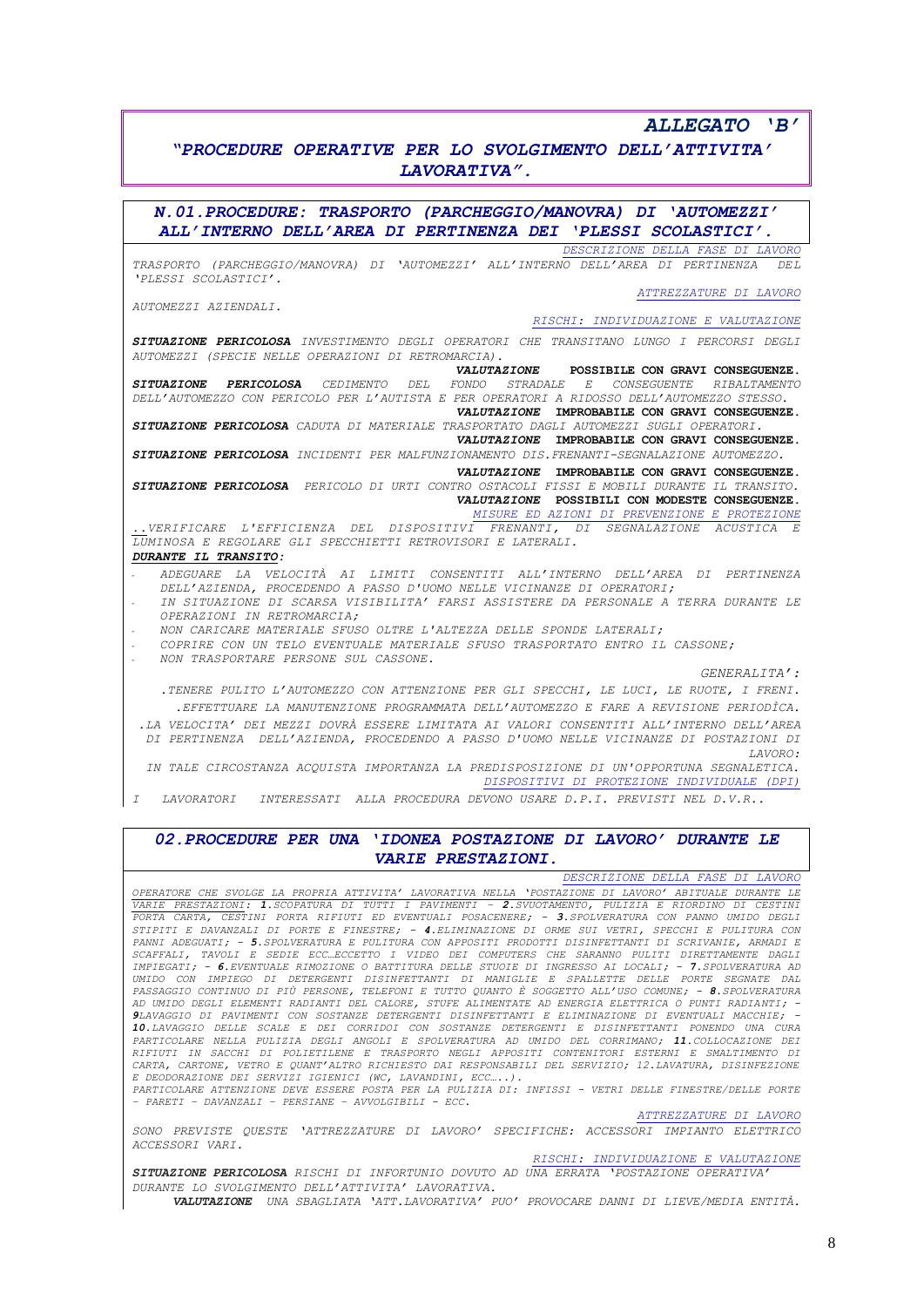## *ALLEGATO 'B'*

## *"PROCEDURE OPERATIVE PER LO SVOLGIMENTO DELL'ATTIVITA' LAVORATIVA".*

### *N.01.PROCEDURE: TRASPORTO (PARCHEGGIO/MANOVRA) DI 'AUTOMEZZI' ALL'INTERNO DELL'AREA DI PERTINENZA DEI 'PLESSI SCOLASTICI'.*

*DESCRIZIONE DELLA FASE DI LAVORO*

*TRASPORTO (PARCHEGGIO/MANOVRA) DI 'AUTOMEZZI' ALL'INTERNO DELL'AREA DI PERTINENZA DEL 'PLESSI SCOLASTICI'.*

*ATTREZZATURE DI LAVORO*

*AUTOMEZZI AZIENDALI.*

*RISCHI: INDIVIDUAZIONE E VALUTAZIONE*

***SITUAZIONE PERICOLOSA*** *INVESTIMENTO DEGLI OPERATORI CHE TRANSITANO LUNGO I PERCORSI DEGLI AUTOMEZZI (SPECIE NELLE OPERAZIONI DI RETROMARCIA).*

***VALUTAZIONE*** **POSSIBILE CON GRAVI CONSEGUENZE.**

***SITUAZIONE PERICOLOSA*** *CEDIMENTO DEL FONDO STRADALE E CONSEGUENTE RIBALTAMENTO DELL'AUTOMEZZO CON PERICOLO PER L'AUTISTA E PER OPERATORI A RIDOSSO DELL'AUTOMEZZO STESSO.*

***VALUTAZIONE*** **IMPROBABILE CON GRAVI CONSEGUENZE.**

***SITUAZIONE PERICOLOSA*** *CADUTA DI MATERIALE TRASPORTATO DAGLI AUTOMEZZI SUGLI OPERATORI.*

***VALUTAZIONE*** **IMPROBABILE CON GRAVI CONSEGUENZE.**

***SITUAZIONE PERICOLOSA*** *INCIDENTI PER MALFUNZIONAMENTO DIS.FRENANTI-SEGNALAZIONE AUTOMEZZO.*

***VALUTAZIONE*** **IMPROBABILE CON GRAVI CONSEGUENZE.**

***SITUAZIONE PERICOLOSA*** *PERICOLO DI URTI CONTRO OSTACOLI FISSI E MOBILI DURANTE IL TRANSITO.*

***VALUTAZIONE*** **POSSIBILI CON MODESTE CONSEGUENZE.**

*MISURE ED AZIONI DI PREVENZIONE E PROTEZIONE*

*..VERIFICARE L'EFFICIENZA DEL DISPOSITIVI FRENANTI, DI SEGNALAZIONE ACUSTICA E LUMINOSA E REGOLARE GLI SPECCHIETTI RETROVISORI E LATERALI.*

***DURANTE IL TRANSITO:***

- *ADEGUARE LA VELOCITÀ AI LIMITI CONSENTITI ALL'INTERNO DELL'AREA DI PERTINENZA DELL'AZIENDA, PROCEDENDO A PASSO D'UOMO NELLE VICINANZE DI OPERATORI;*
- *IN SITUAZIONE DI SCARSA VISIBILITA' FARSI ASSISTERE DA PERSONALE A TERRA DURANTE LE OPERAZIONI IN RETROMARCIA;*
- *NON CARICARE MATERIALE SFUSO OLTRE L'ALTEZZA DELLE SPONDE LATERALI;*
- *COPRIRE CON UN TELO EVENTUALE MATERIALE SFUSO TRASPORTATO ENTRO IL CASSONE;*
- *NON TRASPORTARE PERSONE SUL CASSONE.*

*GENERALITA':*

*.TENERE PULITO L'AUTOMEZZO CON ATTENZIONE PER GLI SPECCHI, LE LUCI, LE RUOTE, I FRENI.*

*.EFFETTUARE LA MANUTENZIONE PROGRAMMATA DELL'AUTOMEZZO E FARE A REVISIONE PERIODÌCA.*

*.LA VELOCITA' DEI MEZZI DOVRÀ ESSERE LIMITATA AI VALORI CONSENTITI ALL'INTERNO DELL'AREA DI PERTINENZA DELL'AZIENDA, PROCEDENDO A PASSO D'UOMO NELLE VICINANZE DI POSTAZIONI DI LAVORO:*

*IN TALE CIRCOSTANZA ACQUISTA IMPORTANZA LA PREDISPOSIZIONE DI UN'OPPORTUNA SEGNALETICA.*

*DISPOSITIVI DI PROTEZIONE INDIVIDUALE (DPI)*

*I LAVORATORI INTERESSATI ALLA PROCEDURA DEVONO USARE D.P.I. PREVISTI NEL D.V.R..*

### *02.PROCEDURE PER UNA 'IDONEA POSTAZIONE DI LAVORO' DURANTE LE VARIE PRESTAZIONI.*

*DESCRIZIONE DELLA FASE DI LAVORO*

*OPERATORE CHE SVOLGE LA PROPRIA ATTIVITA' LAVORATIVA NELLA 'POSTAZIONE DI LAVORO' ABITUALE DURANTE LE VARIE PRESTAZIONI: **1**.SCOPATURA DI TUTTI I PAVIMENTI – **2**.SVUOTAMENTO, PULIZIA E RIORDINO DI CESTINI PORTA CARTA, CESTINI PORTA RIFIUTI ED EVENTUALI POSACENERE; – **3**.SPOLVERATURA CON PANNO UMIDO DEGLI STIPITI E DAVANZALI DI PORTE E FINESTRE; – **4**.ELIMINAZIONE DI ORME SUI VETRI, SPECCHI E PULITURA CON PANNI ADEGUATI; – **5**.SPOLVERATURA E PULITURA CON APPOSITI PRODOTTI DISINFETTANTI DI SCRIVANIE, ARMADI E SCAFFALI, TAVOLI E SEDIE ECC…ECCETTO I VIDEO DEI COMPUTERS CHE SARANNO PULITI DIRETTAMENTE DAGLI IMPIEGATI; – **6**.EVENTUALE RIMOZIONE O BATTITURA DELLE STUOIE DI INGRESSO AI LOCALI; – **7**.SPOLVERATURA AD UMIDO CON IMPIEGO DI DETERGENTI DISINFETTANTI DI MANIGLIE E SPALLETTE DELLE PORTE SEGNATE DAL PASSAGGIO CONTINUO DI PIÙ PERSONE, TELEFONI E TUTTO QUANTO È SOGGETTO ALL'USO COMUNE; – **8**.SPOLVERATURA AD UMIDO DEGLI ELEMENTI RADIANTI DEL CALORE, STUFE ALIMENTATE AD ENERGIA ELETTRICA O PUNTI RADIANTI; – **9**LAVAGGIO DI PAVIMENTI CON SOSTANZE DETERGENTI DISINFETTANTI E ELIMINAZIONE DI EVENTUALI MACCHIE; – **10**.LAVAGGIO DELLE SCALE E DEI CORRIDOI CON SOSTANZE DETERGENTI E DISINFETTANTI PONENDO UNA CURA PARTICOLARE NELLA PULIZIA DEGLI ANGOLI E SPOLVERATURA AD UMIDO DEL CORRIMANO; **11**.COLLOCAZIONE DEI RIFIUTI IN SACCHI DI POLIETILENE E TRASPORTO NEGLI APPOSITI CONTENITORI ESTERNI E SMALTIMENTO DI CARTA, CARTONE, VETRO E QUANT'ALTRO RICHIESTO DAI RESPONSABILI DEL SERVIZIO; 12.LAVATURA, DISINFEZIONE E DEODORAZIONE DEI SERVIZI IGIENICI (WC, LAVANDINI, ECC…..).*

*PARTICOLARE ATTENZIONE DEVE ESSERE POSTA PER LA PULIZIA DI: INFISSI - VETRI DELLE FINESTRE/DELLE PORTE – PARETI – DAVANZALI – PERSIANE – AVVOLGIBILI - ECC.*

*ATTREZZATURE DI LAVORO*

*SONO PREVISTE QUESTE 'ATTREZZATURE DI LAVORO' SPECIFICHE: ACCESSORI IMPIANTO ELETTRICO ACCESSORI VARI.*

*RISCHI: INDIVIDUAZIONE E VALUTAZIONE*

***SITUAZIONE PERICOLOSA*** *RISCHI DI INFORTUNIO DOVUTO AD UNA ERRATA 'POSTAZIONE OPERATIVA' DURANTE LO SVOLGIMENTO DELL'ATTIVITA' LAVORATIVA.*

***VALUTAZIONE*** *UNA SBAGLIATA 'ATT.LAVORATIVA' PUO' PROVOCARE DANNI DI LIEVE/MEDIA ENTITÀ.*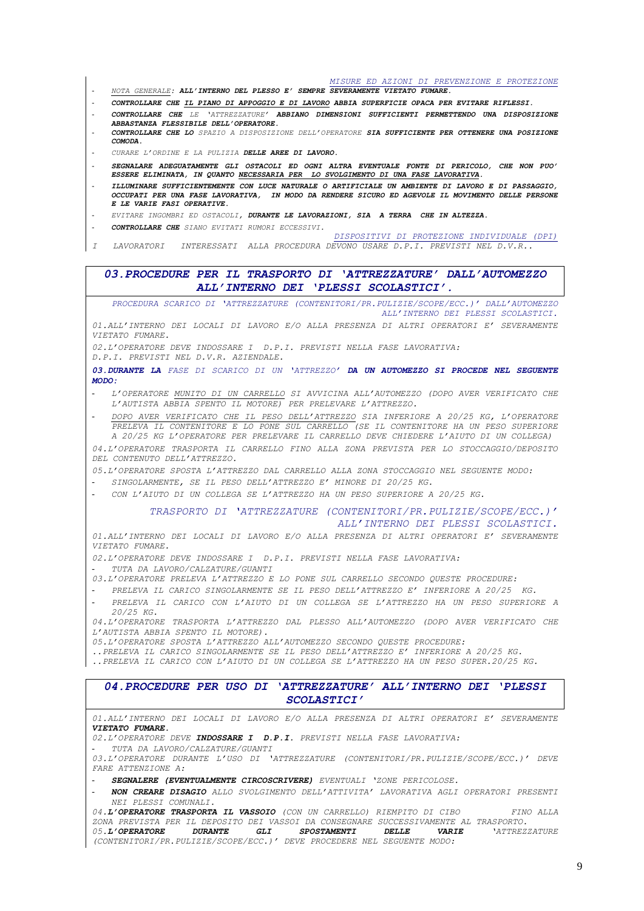*MISURE ED AZIONI DI PREVENZIONE E PROTEZIONE*

- *NOTA GENERALE: **ALL'INTERNO DEL PLESSO E' SEMPRE SEVERAMENTE VIETATO FUMARE.***
- ***CONTROLLARE CHE IL PIANO DI APPOGGIO E DI LAVORO ABBIA SUPERFICIE OPACA PER EVITARE RIFLESSI.***
- ***CONTROLLARE CHE** LE 'ATTREZZATURE' **ABBIANO DIMENSIONI SUFFICIENTI PERMETTENDO UNA DISPOSIZIONE ABBASTANZA FLESSIBILE DELL'OPERATORE.***
- ***CONTROLLARE CHE LO** SPAZIO A DISPOSIZIONE DELL'OPERATORE **SIA SUFFICIENTE PER OTTENERE UNA POSIZIONE COMODA.***
- *CURARE L'ORDINE E LA PULIZIA **DELLE AREE DI LAVORO.***
- ***SEGNALARE ADEGUATAMENTE GLI OSTACOLI ED OGNI ALTRA EVENTUALE FONTE DI PERICOLO, CHE NON PUO' ESSERE ELIMINATA, IN QUANTO NECESSARIA PER LO SVOLGIMENTO DI UNA FASE LAVORATIVA.***
- ***ILLUMINARE SUFFICIENTEMENTE CON LUCE NATURALE O ARTIFICIALE UN AMBIENTE DI LAVORO E DI PASSAGGIO, OCCUPATI PER UNA FASE LAVORATIVA, IN MODO DA RENDERE SICURO ED AGEVOLE IL MOVIMENTO DELLE PERSONE E LE VARIE FASI OPERATIVE.***
- *EVITARE INGOMBRI ED OSTACOLI, **DURANTE LE LAVORAZIONI, SIA A TERRA CHE IN ALTEZZA.***
- ***CONTROLLARE CHE** SIANO EVITATI RUMORI ECCESSIVI.*

*DISPOSITIVI DI PROTEZIONE INDIVIDUALE (DPI)*

*I LAVORATORI INTERESSATI ALLA PROCEDURA DEVONO USARE D.P.I. PREVISTI NEL D.V.R..*

## *03.PROCEDURE PER IL TRASPORTO DI 'ATTREZZATURE' DALL'AUTOMEZZO ALL'INTERNO DEI 'PLESSI SCOLASTICI'.*

*PROCEDURA SCARICO DI 'ATTREZZATURE (CONTENITORI/PR.PULIZIE/SCOPE/ECC.)' DALL'AUTOMEZZO ALL'INTERNO DEI PLESSI SCOLASTICI.*

*01.ALL'INTERNO DEI LOCALI DI LAVORO E/O ALLA PRESENZA DI ALTRI OPERATORI E' SEVERAMENTE VIETATO FUMARE.*

*02.L'OPERATORE DEVE INDOSSARE I D.P.I. PREVISTI NELLA FASE LAVORATIVA:*
*D.P.I. PREVISTI NEL D.V.R. AZIENDALE.*

***03.DURANTE LA** FASE DI SCARICO DI UN 'ATTREZZO' **DA UN AUTOMEZZO SI PROCEDE NEL SEGUENTE MODO:***

- *L'OPERATORE MUNITO DI UN CARRELLO SI AVVICINA ALL'AUTOMEZZO (DOPO AVER VERIFICATO CHE L'AUTISTA ABBIA SPENTO IL MOTORE) PER PRELEVARE L'ATTREZZO.*
- *DOPO AVER VERIFICATO CHE IL PESO DELL'ATTREZZO SIA INFERIORE A 20/25 KG, L'OPERATORE PRELEVA IL CONTENITORE E LO PONE SUL CARRELLO (SE IL CONTENITORE HA UN PESO SUPERIORE A 20/25 KG L'OPERATORE PER PRELEVARE IL CARRELLO DEVE CHIEDERE L'AIUTO DI UN COLLEGA)*

*04.L'OPERATORE TRASPORTA IL CARRELLO FINO ALLA ZONA PREVISTA PER LO STOCCAGGIO/DEPOSITO DEL CONTENUTO DELL'ATTREZZO.*

*05.L'OPERATORE SPOSTA L'ATTREZZO DAL CARRELLO ALLA ZONA STOCCAGGIO NEL SEGUENTE MODO:*

- *SINGOLARMENTE, SE IL PESO DELL'ATTREZZO E' MINORE DI 20/25 KG.*
- *CON L'AIUTO DI UN COLLEGA SE L'ATTREZZO HA UN PESO SUPERIORE A 20/25 KG.*

*TRASPORTO DI 'ATTREZZATURE (CONTENITORI/PR.PULIZIE/SCOPE/ECC.)' ALL'INTERNO DEI PLESSI SCOLASTICI.*

*01.ALL'INTERNO DEI LOCALI DI LAVORO E/O ALLA PRESENZA DI ALTRI OPERATORI E' SEVERAMENTE VIETATO FUMARE.*

*02.L'OPERATORE DEVE INDOSSARE I D.P.I. PREVISTI NELLA FASE LAVORATIVA:*

- *TUTA DA LAVORO/CALZATURE/GUANTI*

*03.L'OPERATORE PRELEVA L'ATTREZZO E LO PONE SUL CARRELLO SECONDO QUESTE PROCEDURE:*

- *PRELEVA IL CARICO SINGOLARMENTE SE IL PESO DELL'ATTREZZO E' INFERIORE A 20/25 KG.*
- *PRELEVA IL CARICO CON L'AIUTO DI UN COLLEGA SE L'ATTREZZO HA UN PESO SUPERIORE A 20/25 KG.*

*04.L'OPERATORE TRASPORTA L'ATTREZZO DAL PLESSO ALL'AUTOMEZZO (DOPO AVER VERIFICATO CHE L'AUTISTA ABBIA SPENTO IL MOTORE).*

*05.L'OPERATORE SPOSTA L'ATTREZZO ALL'AUTOMEZZO SECONDO QUESTE PROCEDURE:*
*..PRELEVA IL CARICO SINGOLARMENTE SE IL PESO DELL'ATTREZZO E' INFERIORE A 20/25 KG.*
*..PRELEVA IL CARICO CON L'AIUTO DI UN COLLEGA SE L'ATTREZZO HA UN PESO SUPER.20/25 KG.*

## *04.PROCEDURE PER USO DI 'ATTREZZATURE' ALL'INTERNO DEI 'PLESSI SCOLASTICI'*

*01.ALL'INTERNO DEI LOCALI DI LAVORO E/O ALLA PRESENZA DI ALTRI OPERATORI E' SEVERAMENTE **VIETATO FUMARE.***

*02.L'OPERATORE DEVE **INDOSSARE I D.P.I.** PREVISTI NELLA FASE LAVORATIVA:*

- *TUTA DA LAVORO/CALZATURE/GUANTI*

*03.L'OPERATORE DURANTE L'USO DI 'ATTREZZATURE (CONTENITORI/PR.PULIZIE/SCOPE/ECC.)' DEVE FARE ATTENZIONE A:*

- ***SEGNALERE (EVENTUALMENTE CIRCOSCRIVERE)** EVENTUALI 'ZONE PERICOLOSE.*
- ***NON CREARE DISAGIO** ALLO SVOLGIMENTO DELL'ATTIVITA' LAVORATIVA AGLI OPERATORI PRESENTI NEI PLESSI COMUNALI.*

*04.**L'OPERATORE TRASPORTA IL VASSOIO** (CON UN CARRELLO) RIEMPITO DI CIBO FINO ALLA ZONA PREVISTA PER IL DEPOSITO DEI VASSOI DA CONSEGNARE SUCCESSIVAMENTE AL TRASPORTO.*

*05.**L'OPERATORE DURANTE GLI SPOSTAMENTI DELLE VARIE** 'ATTREZZATURE (CONTENITORI/PR.PULIZIE/SCOPE/ECC.)' DEVE PROCEDERE NEL SEGUENTE MODO:*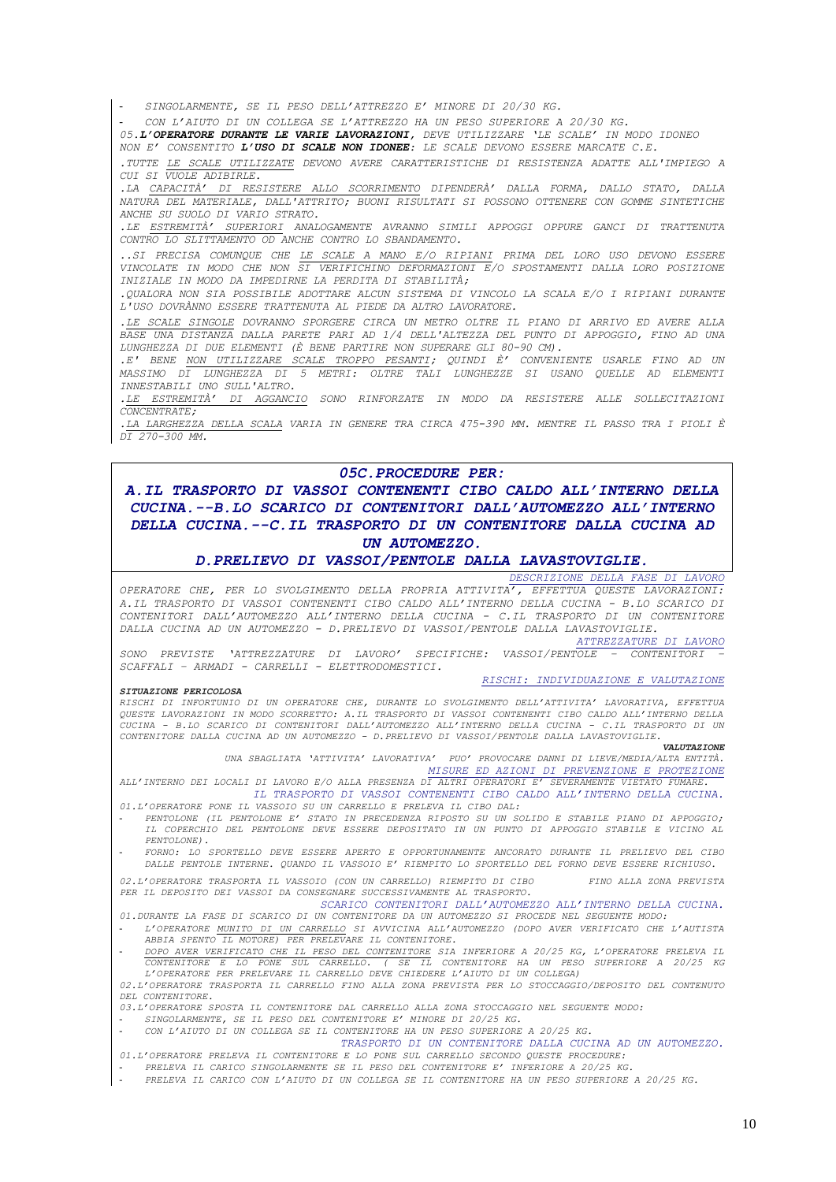- SINGOLARMENTE, SE IL PESO DELL'ATTREZZO E' MINORE DI 20/30 KG.
- CON L'AIUTO DI UN COLLEGA SE L'ATTREZZO HA UN PESO SUPERIORE A 20/30 KG.

05.**L'OPERATORE DURANTE LE VARIE LAVORAZIONI**, DEVE UTILIZZARE 'LE SCALE' IN MODO IDONEO NON E' CONSENTITO **L'USO DI SCALE NON IDONEE**: LE SCALE DEVONO ESSERE MARCATE C.E.

.TUTTE LE SCALE UTILIZZATE DEVONO AVERE CARATTERISTICHE DI RESISTENZA ADATTE ALL'IMPIEGO A CUI SI VUOLE ADIBIRLE.

.LA CAPACITÀ DI RESISTERE ALLO SCORRIMENTO DIPENDERÀ' DALLA FORMA, DALLO STATO, DALLA NATURA DEL MATERIALE, DALL'ATTRITO; BUONI RISULTATI SI POSSONO OTTENERE CON GOMME SINTETICHE ANCHE SU SUOLO DI VARIO STRATO.

.LE ESTREMITÀ' SUPERIORI ANALOGAMENTE AVRANNO SIMILI APPOGGI OPPURE GANCI DI TRATTENUTA CONTRO LO SLITTAMENTO OD ANCHE CONTRO LO SBANDAMENTO.

..SI PRECISA COMUNQUE CHE LE SCALE A MANO E/O RIPIANI PRIMA DEL LORO USO DEVONO ESSERE VINCOLATE IN MODO CHE NON SI VERIFICHINO DEFORMAZIONI E/O SPOSTAMENTI DALLA LORO POSIZIONE INIZIALE IN MODO DA IMPEDIRNE LA PERDITA DI STABILITÀ;

.QUALORA NON SIA POSSIBILE ADOTTARE ALCUN SISTEMA DI VINCOLO LA SCALA E/O I RIPIANI DURANTE L'USO DOVRÀNNO ESSERE TRATTENUTA AL PIEDE DA ALTRO LAVORATORE.

.LE SCALE SINGOLE DOVRANNO SPORGERE CIRCA UN METRO OLTRE IL PIANO DI ARRIVO ED AVERE ALLA BASE UNA DISTANZA DALLA PARETE PARI AD 1/4 DELL'ALTEZZA DEL PUNTO DI APPOGGIO, FINO AD UNA LUNGHEZZA DI DUE ELEMENTI (È BENE PARTIRE NON SUPERARE GLI 80-90 CM).

.E' BENE NON UTILIZZARE SCALE TROPPO PESANTI; QUINDI È' CONVENIENTE USARLE FINO AD UN MASSIMO DI LUNGHEZZA DI 5 METRI: OLTRE TALI LUNGHEZZE SI USANO QUELLE AD ELEMENTI INNESTABILI UNO SULL'ALTRO.

.LE ESTREMITÀ' DI AGGANCIO SONO RINFORZATE IN MODO DA RESISTERE ALLE SOLLECITAZIONI CONCENTRATE;

.LA LARGHEZZA DELLA SCALA VARIA IN GENERE TRA CIRCA 475-390 MM. MENTRE IL PASSO TRA I PIOLI È DI 270-300 MM.

## 05C.PROCEDURE PER: A.IL TRASPORTO DI VASSOI CONTENENTI CIBO CALDO ALL'INTERNO DELLA CUCINA.--B.LO SCARICO DI CONTENITORI DALL'AUTOMEZZO ALL'INTERNO DELLA CUCINA.--C.IL TRASPORTO DI UN CONTENITORE DALLA CUCINA AD UN AUTOMEZZO. D.PRELIEVO DI VASSOI/PENTOLE DALLA LAVASTOVIGLIE.

DESCRIZIONE DELLA FASE DI LAVORO

OPERATORE CHE, PER LO SVOLGIMENTO DELLA PROPRIA ATTIVITA', EFFETTUA QUESTE LAVORAZIONI: A.IL TRASPORTO DI VASSOI CONTENENTI CIBO CALDO ALL'INTERNO DELLA CUCINA - B.LO SCARICO DI CONTENITORI DALL'AUTOMEZZO ALL'INTERNO DELLA CUCINA - C.IL TRASPORTO DI UN CONTENITORE DALLA CUCINA AD UN AUTOMEZZO - D.PRELIEVO DI VASSOI/PENTOLE DALLA LAVASTOVIGLIE.

ATTREZZATURE DI LAVORO

SONO PREVISTE 'ATTREZZATURE DI LAVORO' SPECIFICHE: VASSOI/PENTOLE – CONTENITORI – SCAFFALI – ARMADI - CARRELLI - ELETTRODOMESTICI.

RISCHI: INDIVIDUAZIONE E VALUTAZIONE

**SITUAZIONE PERICOLOSA**

RISCHI DI INFORTUNIO DI UN OPERATORE CHE, DURANTE LO SVOLGIMENTO DELL'ATTIVITA' LAVORATIVA, EFFETTUA QUESTE LAVORAZIONI IN MODO SCORRETTO: A.IL TRASPORTO DI VASSOI CONTENENTI CIBO CALDO ALL'INTERNO DELLA CUCINA - B.LO SCARICO DI CONTENITORI DALL'AUTOMEZZO ALL'INTERNO DELLA CUCINA - C.IL TRASPORTO DI UN CONTENITORE DALLA CUCINA AD UN AUTOMEZZO - D.PRELIEVO DI VASSOI/PENTOLE DALLA LAVASTOVIGLIE.

**VALUTAZIONE**

UNA SBAGLIATA 'ATTIVITA' LAVORATIVA' PUO' PROVOCARE DANNI DI LIEVE/MEDIA/ALTA ENTITÀ.

MISURE ED AZIONI DI PREVENZIONE E PROTEZIONE

ALL'INTERNO DEI LOCALI DI LAVORO E/O ALLA PRESENZA DI ALTRI OPERATORI E' SEVERAMENTE VIETATO FUMARE.

IL TRASPORTO DI VASSOI CONTENENTI CIBO CALDO ALL'INTERNO DELLA CUCINA.

01.L'OPERATORE PONE IL VASSOIO SU UN CARRELLO E PRELEVA IL CIBO DAL:
- PENTOLONE (IL PENTOLONE E' STATO IN PRECEDENZA RIPOSTO SU UN SOLIDO E STABILE PIANO DI APPOGGIO; IL COPERCHIO DEL PENTOLONE DEVE ESSERE DEPOSITATO IN UN PUNTO DI APPOGGIO STABILE E VICINO AL PENTOLONE).
- FORNO: LO SPORTELLO DEVE ESSERE APERTO E OPPORTUNAMENTE ANCORATO DURANTE IL PRELIEVO DEL CIBO DALLE PENTOLE INTERNE. QUANDO IL VASSOIO E' RIEMPITO LO SPORTELLO DEL FORNO DEVE ESSERE RICHIUSO.

02.L'OPERATORE TRASPORTA IL VASSOIO (CON UN CARRELLO) RIEMPITO DI CIBO FINO ALLA ZONA PREVISTA PER IL DEPOSITO DEI VASSOI DA CONSEGNARE SUCCESSIVAMENTE AL TRASPORTO.

SCARICO CONTENITORI DALL'AUTOMEZZO ALL'INTERNO DELLA CUCINA.

01.DURANTE LA FASE DI SCARICO DI UN CONTENITORE DA UN AUTOMEZZO SI PROCEDE NEL SEGUENTE MODO:
- L'OPERATORE MUNITO DI UN CARRELLO SI AVVICINA ALL'AUTOMEZZO (DOPO AVER VERIFICATO CHE L'AUTISTA ABBIA SPENTO IL MOTORE) PER PRELEVARE IL CONTENITORE.
- DOPO AVER VERIFICATO CHE IL PESO DEL CONTENITORE SIA INFERIORE A 20/25 KG, L'OPERATORE PRELEVA IL CONTENITORE E LO PONE SUL CARRELLO. ( SE IL CONTENITORE HA UN PESO SUPERIORE A 20/25 KG L'OPERATORE PER PRELEVARE IL CARRELLO DEVE CHIEDERE L'AIUTO DI UN COLLEGA)

02.L'OPERATORE TRASPORTA IL CARRELLO FINO ALLA ZONA PREVISTA PER LO STOCCAGGIO/DEPOSITO DEL CONTENUTO DEL CONTENITORE.

03.L'OPERATORE SPOSTA IL CONTENITORE DAL CARRELLO ALLA ZONA STOCCAGGIO NEL SEGUENTE MODO:
- SINGOLARMENTE, SE IL PESO DEL CONTENITORE E' MINORE DI 20/25 KG.
- CON L'AIUTO DI UN COLLEGA SE IL CONTENITORE HA UN PESO SUPERIORE A 20/25 KG.

TRASPORTO DI UN CONTENITORE DALLA CUCINA AD UN AUTOMEZZO.

01.L'OPERATORE PRELEVA IL CONTENITORE E LO PONE SUL CARRELLO SECONDO QUESTE PROCEDURE:
- PRELEVA IL CARICO SINGOLARMENTE SE IL PESO DEL CONTENITORE E' INFERIORE A 20/25 KG.
- PRELEVA IL CARICO CON L'AIUTO DI UN COLLEGA SE IL CONTENITORE HA UN PESO SUPERIORE A 20/25 KG.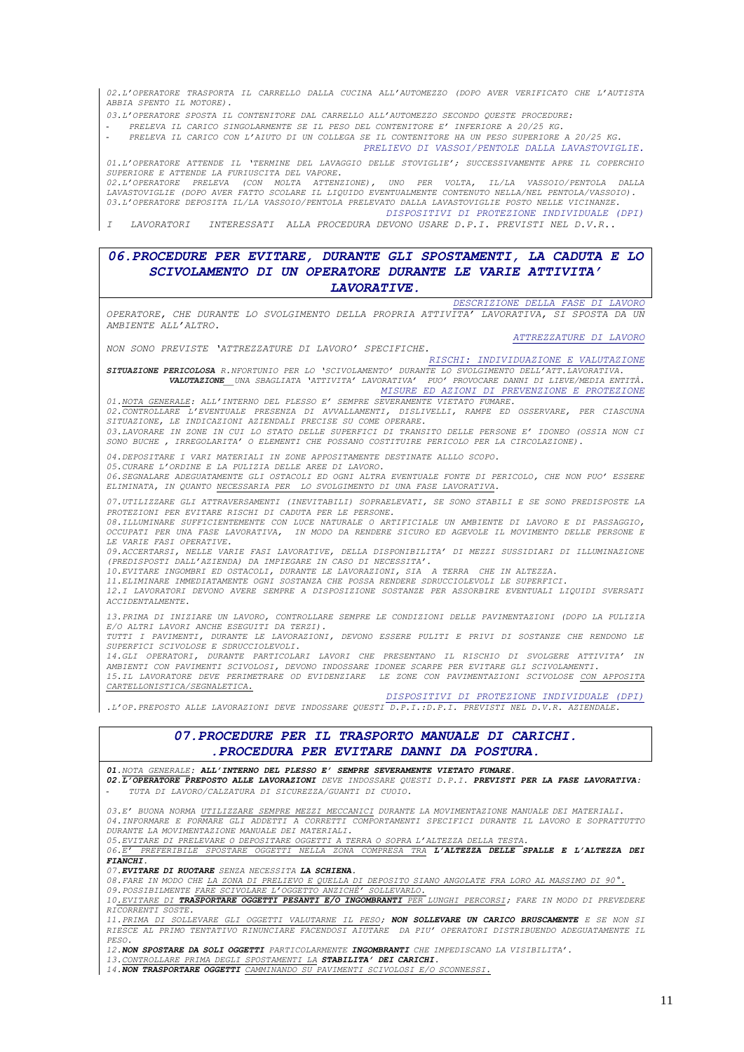*02.L'OPERATORE TRASPORTA IL CARRELLO DALLA CUCINA ALL'AUTOMEZZO (DOPO AVER VERIFICATO CHE L'AUTISTA ABBIA SPENTO IL MOTORE).*

*03.L'OPERATORE SPOSTA IL CONTENITORE DAL CARRELLO ALL'AUTOMEZZO SECONDO QUESTE PROCEDURE:*

- *PRELEVA IL CARICO SINGOLARMENTE SE IL PESO DEL CONTENITORE E' INFERIORE A 20/25 KG.*
- *PRELEVA IL CARICO CON L'AIUTO DI UN COLLEGA SE IL CONTENITORE HA UN PESO SUPERIORE A 20/25 KG.*

*PRELIEVO DI VASSOI/PENTOLE DALLA LAVASTOVIGLIE.*

*01.L'OPERATORE ATTENDE IL 'TERMINE DEL LAVAGGIO DELLE STOVIGLIE'; SUCCESSIVAMENTE APRE IL COPERCHIO SUPERIORE E ATTENDE LA FURIUSCITA DEL VAPORE.*
*02.L'OPERATORE PRELEVA (CON MOLTA ATTENZIONE), UNO PER VOLTA, IL/LA VASSOIO/PENTOLA DALLA LAVASTOVIGLIE (DOPO AVER FATTO SCOLARE IL LIQUIDO EVENTUALMENTE CONTENUTO NELLA/NEL PENTOLA/VASSOIO).*
*03.L'OPERATORE DEPOSITA IL/LA VASSOIO/PENTOLA PRELEVATO DALLA LAVASTOVIGLIE POSTO NELLE VICINANZE.*

*DISPOSITIVI DI PROTEZIONE INDIVIDUALE (DPI)*

*I LAVORATORI INTERESSATI ALLA PROCEDURA DEVONO USARE D.P.I. PREVISTI NEL D.V.R..*

## *06.PROCEDURE PER EVITARE, DURANTE GLI SPOSTAMENTI, LA CADUTA E LO SCIVOLAMENTO DI UN OPERATORE DURANTE LE VARIE ATTIVITA' LAVORATIVE.*

*DESCRIZIONE DELLA FASE DI LAVORO*

*OPERATORE, CHE DURANTE LO SVOLGIMENTO DELLA PROPRIA ATTIVITA' LAVORATIVA, SI SPOSTA DA UN AMBIENTE ALL'ALTRO.*

*ATTREZZATURE DI LAVORO*

*NON SONO PREVISTE 'ATTREZZATURE DI LAVORO' SPECIFICHE.*

*RISCHI: INDIVIDUAZIONE E VALUTAZIONE*

***SITUAZIONE PERICOLOSA*** *R.NFORTUNIO PER LO 'SCIVOLAMENTO' DURANTE LO SVOLGIMENTO DELL'ATT.LAVORATIVA.*
***VALUTAZIONE*** *UNA SBAGLIATA 'ATTIVITA' LAVORATIVA' PUO' PROVOCARE DANNI DI LIEVE/MEDIA ENTITÀ.*

*MISURE ED AZIONI DI PREVENZIONE E PROTEZIONE*

*01.NOTA GENERALE: ALL'INTERNO DEL PLESSO E' SEMPRE SEVERAMENTE VIETATO FUMARE.*
*02.CONTROLLARE L'EVENTUALE PRESENZA DI AVVALLAMENTI, DISLIVELLI, RAMPE ED OSSERVARE, PER CIASCUNA SITUAZIONE, LE INDICAZIONI AZIENDALI PRECISE SU COME OPERARE.*
*03.LAVORARE IN ZONE IN CUI LO STATO DELLE SUPERFICI DI TRANSITO DELLE PERSONE E' IDONEO (OSSIA NON CI SONO BUCHE , IRREGOLARITA' O ELEMENTI CHE POSSANO COSTITUIRE PERICOLO PER LA CIRCOLAZIONE).*

*04.DEPOSITARE I VARI MATERIALI IN ZONE APPOSITAMENTE DESTINATE ALLO SCOPO.*
*05.CURARE L'ORDINE E LA PULIZIA DELLE AREE DI LAVORO.*
*06.SEGNALARE ADEGUATAMENTE GLI OSTACOLI ED OGNI ALTRA EVENTUALE FONTE DI PERICOLO, CHE NON PUO' ESSERE ELIMINATA, IN QUANTO NECESSARIA PER LO SVOLGIMENTO DI UNA FASE LAVORATIVA.*

*07.UTILIZZARE GLI ATTRAVERSAMENTI (INEVITABILI) SOPRAELEVATI, SE SONO STABILI E SE SONO PREDISPOSTE LA PROTEZIONI PER EVITARE RISCHI DI CADUTA PER LE PERSONE.*
*08.ILLUMINARE SUFFICIENTEMENTE CON LUCE NATURALE O ARTIFICIALE UN AMBIENTE DI LAVORO E DI PASSAGGIO, OCCUPATI PER UNA FASE LAVORATIVA, IN MODO DA RENDERE SICURO ED AGEVOLE IL MOVIMENTO DELLE PERSONE E LE VARIE FASI OPERATIVE.*
*09.ACCERTARSI, NELLE VARIE FASI LAVORATIVE, DELLA DISPONIBILITA' DI MEZZI SUSSIDIARI DI ILLUMINAZIONE (PREDISPOSTI DALL'AZIENDA) DA IMPIEGARE IN CASO DI NECESSITA'.*
*10.EVITARE INGOMBRI ED OSTACOLI, DURANTE LE LAVORAZIONI, SIA A TERRA CHE IN ALTEZZA.*
*11.ELIMINARE IMMEDIATAMENTE OGNI SOSTANZA CHE POSSA RENDERE SDRUCCIOLEVOLI LE SUPERFICI.*
*12.I LAVORATORI DEVONO AVERE SEMPRE A DISPOSIZIONE SOSTANZE PER ASSORBIRE EVENTUALI LIQUIDI SVERSATI ACCIDENTALMENTE.*

*13.PRIMA DI INIZIARE UN LAVORO, CONTROLLARE SEMPRE LE CONDIZIONI DELLE PAVIMENTAZIONI (DOPO LA PULIZIA E/O ALTRI LAVORI ANCHE ESEGUITI DA TERZI).*
*TUTTI I PAVIMENTI, DURANTE LE LAVORAZIONI, DEVONO ESSERE PULITI E PRIVI DI SOSTANZE CHE RENDONO LE SUPERFICI SCIVOLOSE E SDRUCCIOLEVOLI.*
*14.GLI OPERATORI, DURANTE PARTICOLARI LAVORI CHE PRESENTANO IL RISCHIO DI SVOLGERE ATTIVITA' IN AMBIENTI CON PAVIMENTI SCIVOLOSI, DEVONO INDOSSARE IDONEE SCARPE PER EVITARE GLI SCIVOLAMENTI.*
*15.IL LAVORATORE DEVE PERIMETRARE OD EVIDENZIARE LE ZONE CON PAVIMENTAZIONI SCIVOLOSE CON APPOSITA CARTELLONISTICA/SEGNALETICA.*

*DISPOSITIVI DI PROTEZIONE INDIVIDUALE (DPI)*

*.L'OP.PREPOSTO ALLE LAVORAZIONI DEVE INDOSSARE QUESTI D.P.I.:D.P.I. PREVISTI NEL D.V.R. AZIENDALE.*

## *07.PROCEDURE PER IL TRASPORTO MANUALE DI CARICHI. .PROCEDURA PER EVITARE DANNI DA POSTURA.*

***01.*** *NOTA GENERALE:* ***ALL'INTERNO DEL PLESSO E' SEMPRE SEVERAMENTE VIETATO FUMARE.***
***02.L'OPERATORE PREPOSTO ALLE LAVORAZIONI*** *DEVE INDOSSARE QUESTI D.P.I.* ***PREVISTI PER LA FASE LAVORATIVA:***

- *TUTA DI LAVORO/CALZATURA DI SICUREZZA/GUANTI DI CUOIO.*

*03.E' BUONA NORMA UTILIZZARE SEMPRE MEZZI MECCANICI DURANTE LA MOVIMENTAZIONE MANUALE DEI MATERIALI.*
*04.INFORMARE E FORMARE GLI ADDETTI A CORRETTI COMPORTAMENTI SPECIFICI DURANTE IL LAVORO E SOPRATTUTTO DURANTE LA MOVIMENTAZIONE MANUALE DEI MATERIALI.*
*05.EVITARE DI PRELEVARE O DEPOSITARE OGGETTI A TERRA O SOPRA L'ALTEZZA DELLA TESTA.*
*06.E' PREFERIBILE SPOSTARE OGGETTI NELLA ZONA COMPRESA TRA* ***L'ALTEZZA DELLE SPALLE E L'ALTEZZA DEI FIANCHI.***
*07.* ***EVITARE DI RUOTARE*** *SENZA NECESSITA* ***LA SCHIENA.***
*08.FARE IN MODO CHE LA ZONA DI PRELIEVO E QUELLA DI DEPOSITO SIANO ANGOLATE FRA LORO AL MASSIMO DI 90°.*
*09.POSSIBILMENTE FARE SCIVOLARE L'OGGETTO ANZICHÉ SOLLEVARLO.*
*10.EVITARE DI* ***TRASPORTARE OGGETTI PESANTI E/O INGOMBRANTI*** *PER LUNGHI PERCORSI; FARE IN MODO DI PREVEDERE RICORRENTI SOSTE.*
*11.PRIMA DI SOLLEVARE GLI OGGETTI VALUTARNE IL PESO;* ***NON SOLLEVARE UN CARICO BRUSCAMENTE*** *E SE NON SI RIESCE AL PRIMO TENTATIVO RINUNCIARE FACENDOSI AIUTARE DA PIU' OPERATORI DISTRIBUENDO ADEGUATAMENTE IL PESO.*
*12.* ***NON SPOSTARE DA SOLI OGGETTI*** *PARTICOLARMENTE* ***INGOMBRANTI*** *CHE IMPEDISCANO LA VISIBILITA'.*
*13.CONTROLLARE PRIMA DEGLI SPOSTAMENTI LA* ***STABILITA' DEI CARICHI.***
*14.* ***NON TRASPORTARE OGGETTI*** *CAMMINANDO SU PAVIMENTI SCIVOLOSI E/O SCONNESSI.*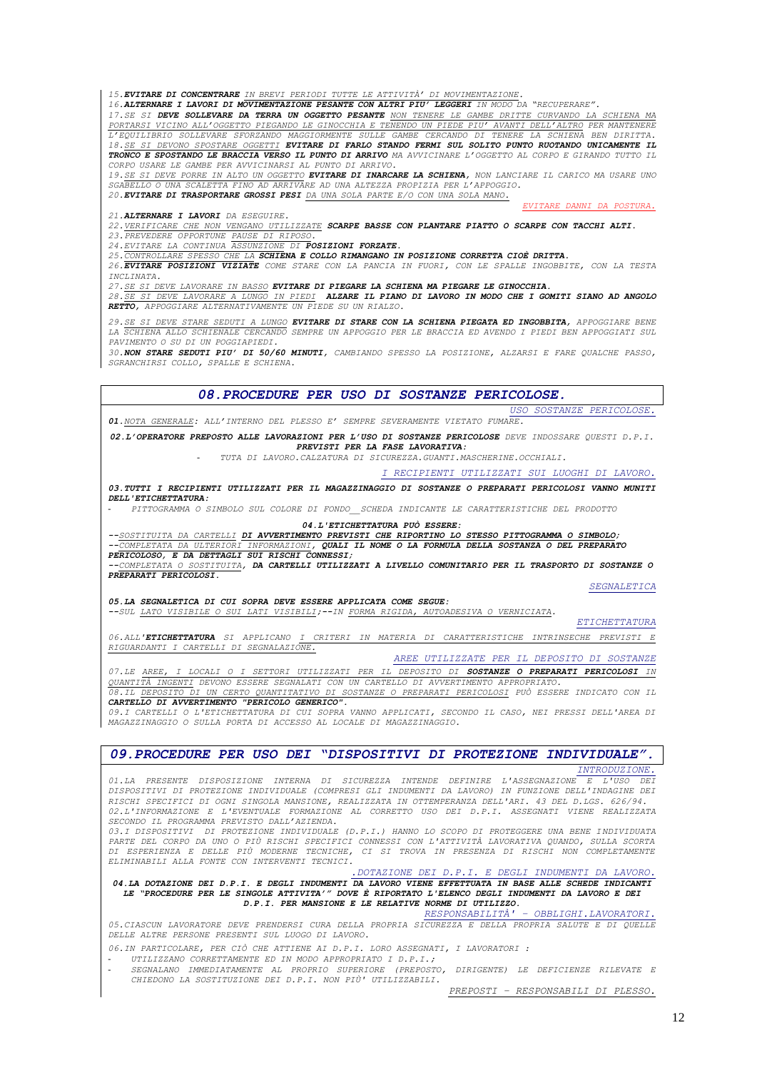15.**EVITARE DI CONCENTRARE** IN BREVI PERIODI TUTTE LE ATTIVITÀ' DI MOVIMENTAZIONE.
16.**ALTERNARE I LAVORI DI MOVIMENTAZIONE PESANTE CON ALTRI PIU' LEGGERI** IN MODO DA "RECUPERARE".
17.SE SI **DEVE SOLLEVARE DA TERRA UN OGGETTO PESANTE** NON TENERE LE GAMBE DRITTE CURVANDO LA SCHIENA MA PORTARSI VICINO ALL'OGGETTO PIEGANDO LE GINOCCHIA E TENENDO UN PIEDE PIU' AVANTI DELL'ALTRO PER MANTENERE L'EQUILIBRIO SOLLEVARE SFORZANDO MAGGIORMENTE SULLE GAMBE CERCANDO DI TENERE LA SCHIENA BEN DIRITTA.
18.SE SI DEVONO SPOSTARE OGGETTI **EVITARE DI FARLO STANDO FERMI SUL SOLITO PUNTO RUOTANDO UNICAMENTE IL TRONCO E SPOSTANDO LE BRACCIA VERSO IL PUNTO DI ARRIVO** MA AVVICINARE L'OGGETTO AL CORPO E GIRANDO TUTTO IL CORPO USARE LE GAMBE PER AVVICINARSI AL PUNTO DI ARRIVO.
19.SE SI DEVE PORRE IN ALTO UN OGGETTO **EVITARE DI INARCARE LA SCHIENA**, NON LANCIARE IL CARICO MA USARE UNO SGABELLO O UNA SCALETTA FINO AD ARRIVARE AD UNA ALTEZZA PROPIZIA PER L'APPOGGIO.
20.**EVITARE DI TRASPORTARE GROSSI PESI** DA UNA SOLA PARTE E/O CON UNA SOLA MANO.

EVITARE DANNI DA POSTURA.

21.**ALTERNARE I LAVORI** DA ESEGUIRE.
22.VERIFICARE CHE NON VENGANO UTILIZZATE **SCARPE BASSE CON PLANTARE PIATTO O SCARPE CON TACCHI ALTI.**
23.PREVEDERE OPPORTUNE PAUSE DI RIPOSO.
24.EVITARE LA CONTINUA ASSUNZIONE DI **POSIZIONI FORZATE.**
25.CONTROLLARE SPESSO CHE LA **SCHIENA E COLLO RIMANGANO IN POSIZIONE CORRETTA CIOÈ DRITTA.**
26.**EVITARE POSIZIONI VIZIATE** COME STARE CON LA PANCIA IN FUORI, CON LE SPALLE INGOBBITE, CON LA TESTA INCLINATA.
27.SE SI DEVE LAVORARE IN BASSO **EVITARE DI PIEGARE LA SCHIENA MA PIEGARE LE GINOCCHIA.**
28.SE SI DEVE LAVORARE A LUNGO IN PIEDI **ALZARE IL PIANO DI LAVORO IN MODO CHE I GOMITI SIANO AD ANGOLO RETTO**, APPOGGIARE ALTERNATIVAMENTE UN PIEDE SU UN RIALZO.
29.SE SI DEVE STARE SEDUTI A LUNGO **EVITARE DI STARE CON LA SCHIENA PIEGATA ED INGOBBITA**, APPOGGIARE BENE LA SCHIENA ALLO SCHIENALE CERCANDO SEMPRE UN APPOGGIO PER LE BRACCIA ED AVENDO I PIEDI BEN APPOGGIATI SUL PAVIMENTO O SU DI UN POGGIAPIEDI.
30.**NON STARE SEDUTI PIU' DI 50/60 MINUTI**, CAMBIANDO SPESSO LA POSIZIONE, ALZARSI E FARE QUALCHE PASSO, SGRANCHIRSI COLLO, SPALLE E SCHIENA.

## 08.PROCEDURE PER USO DI SOSTANZE PERICOLOSE.

USO SOSTANZE PERICOLOSE.

**01.**NOTA GENERALE: ALL'INTERNO DEL PLESSO E' SEMPRE SEVERAMENTE VIETATO FUMARE.

**02.L'OPERATORE PREPOSTO ALLE LAVORAZIONI PER L'USO DI SOSTANZE PERICOLOSE** DEVE INDOSSARE QUESTI D.P.I. **PREVISTI PER LA FASE LAVORATIVA:**

- TUTA DI LAVORO.CALZATURA DI SICUREZZA.GUANTI.MASCHERINE.OCCHIALI.

I RECIPIENTI UTILIZZATI SUI LUOGHI DI LAVORO.

**03.TUTTI I RECIPIENTI UTILIZZATI PER IL MAGAZZINAGGIO DI SOSTANZE O PREPARATI PERICOLOSI VANNO MUNITI DELL'ETICHETTATURA:**

- PITTOGRAMMA O SIMBOLO SUL COLORE DI FONDO__SCHEDA INDICANTE LE CARATTERISTICHE DEL PRODOTTO

**04.L'ETICHETTATURA PUÒ ESSERE:**

--SOSTITUITA DA CARTELLI **DI AVVERTIMENTO PREVISTI CHE RIPORTINO LO STESSO PITTOGRAMMA O SIMBOLO;**
--COMPLETATA DA ULTERIORI INFORMAZIONI, **QUALI IL NOME O LA FORMULA DELLA SOSTANZA O DEL PREPARATO PERICOLOSO, E DA DETTAGLI SUI RISCHI CONNESSI;**
--COMPLETATA O SOSTITUITA, **DA CARTELLI UTILIZZATI A LIVELLO COMUNITARIO PER IL TRASPORTO DI SOSTANZE O PREPARATI PERICOLOSI.**

SEGNALETICA

**05.LA SEGNALETICA DI CUI SOPRA DEVE ESSERE APPLICATA COME SEGUE:**
--SUL LATO VISIBILE O SUI LATI VISIBILI;--IN FORMA RIGIDA, AUTOADESIVA O VERNICIATA.

ETICHETTATURA

06.ALL'**ETICHETTATURA** SI APPLICANO I CRITERI IN MATERIA DI CARATTERISTICHE INTRINSECHE PREVISTI E RIGUARDANTI I CARTELLI DI SEGNALAZIONE.

AREE UTILIZZATE PER IL DEPOSITO DI SOSTANZE

07.LE AREE, I LOCALI O I SETTORI UTILIZZATI PER IL DEPOSITO DI **SOSTANZE O PREPARATI PERICOLOSI** IN QUANTITÀ INGENTI DEVONO ESSERE SEGNALATI CON UN CARTELLO DI AVVERTIMENTO APPROPRIATO.
08.IL DEPOSITO DI UN CERTO QUANTITATIVO DI SOSTANZE O PREPARATI PERICOLOSI PUÒ ESSERE INDICATO CON IL **CARTELLO DI AVVERTIMENTO "PERICOLO GENERICO".**
09.I CARTELLI O L'ETICHETTATURA DI CUI SOPRA VANNO APPLICATI, SECONDO IL CASO, NEI PRESSI DELL'AREA DI MAGAZZINAGGIO O SULLA PORTA DI ACCESSO AL LOCALE DI MAGAZZINAGGIO.

## 09.PROCEDURE PER USO DEI "DISPOSITIVI DI PROTEZIONE INDIVIDUALE".

INTRODUZIONE.

01.LA PRESENTE DISPOSIZIONE INTERNA DI SICUREZZA INTENDE DEFINIRE L'ASSEGNAZIONE E L'USO DEI DISPOSITIVI DI PROTEZIONE INDIVIDUALE (COMPRESI GLI INDUMENTI DA LAVORO) IN FUNZIONE DELL'INDAGINE DEI RISCHI SPECIFICI DI OGNI SINGOLA MANSIONE, REALIZZATA IN OTTEMPERANZA DELL'ARI. 43 DEL D.LGS. 626/94.
02.L'INFORMAZIONE E L'EVENTUALE FORMAZIONE AL CORRETTO USO DEI D.P.I. ASSEGNATI VIENE REALIZZATA SECONDO IL PROGRAMMA PREVISTO DALL'AZIENDA.
03.I DISPOSITIVI DI PROTEZIONE INDIVIDUALE (D.P.I.) HANNO LO SCOPO DI PROTEGGERE UNA BENE INDIVIDUATA PARTE DEL CORPO DA UNO O PIÙ RISCHI SPECIFICI CONNESSI CON L'ATTIVITÀ LAVORATIVA QUANDO, SULLA SCORTA DI ESPERIENZA E DELLE PIÙ MODERNE TECNICHE, CI SI TROVA IN PRESENZA DI RISCHI NON COMPLETAMENTE ELIMINABILI ALLA FONTE CON INTERVENTI TECNICI.

.DOTAZIONE DEI D.P.I. E DEGLI INDUMENTI DA LAVORO.

**04.LA DOTAZIONE DEI D.P.I. E DEGLI INDUMENTI DA LAVORO VIENE EFFETTUATA IN BASE ALLE SCHEDE INDICANTI LE "PROCEDURE PER LE SINGOLE ATTIVITA'" DOVE È RIPORTATO L'ELENCO DEGLI INDUMENTI DA LAVORO E DEI D.P.I. PER MANSIONE E LE RELATIVE NORME DI UTILIZZO.**

RESPONSABILITÀ' - OBBLIGHI.LAVORATORI.

05.CIASCUN LAVORATORE DEVE PRENDERSI CURA DELLA PROPRIA SICUREZZA E DELLA PROPRIA SALUTE E DI QUELLE DELLE ALTRE PERSONE PRESENTI SUL LUOGO DI LAVORO.

06.IN PARTICOLARE, PER CIÒ CHE ATTIENE AI D.P.I. LORO ASSEGNATI, I LAVORATORI :

- UTILIZZANO CORRETTAMENTE ED IN MODO APPROPRIATO I D.P.I.;
- SEGNALANO IMMEDIATAMENTE AL PROPRIO SUPERIORE (PREPOSTO, DIRIGENTE) LE DEFICIENZE RILEVATE E CHIEDONO LA SOSTITUZIONE DEI D.P.I. NON PIU' UTILIZZABILI.

PREPOSTI - RESPONSABILI DI PLESSO.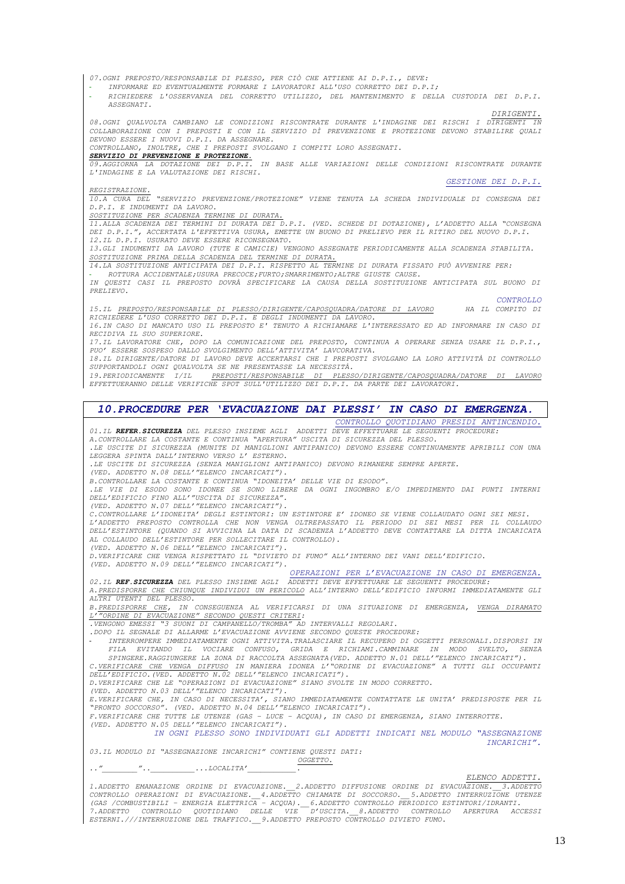07.OGNI PREPOSTO/RESPONSABILE DI PLESSO, PER CIÒ CHE ATTIENE AI D.P.I., DEVE:

- INFORMARE ED EVENTUALMENTE FORMARE I LAVORATORI ALL'USO CORRETTO DEI D.P.I;
- RICHIEDERE L'OSSERVANZA DEL CORRETTO UTILIZZO, DEL MANTENIMENTO E DELLA CUSTODIA DEI D.P.I. ASSEGNATI.

DIRIGENTI.

08.OGNI QUALVOLTA CAMBIANO LE CONDIZIONI RISCONTRATE DURANTE L'INDAGINE DEI RISCHI I DIRIGENTI IN COLLABORAZIONE CON I PREPOSTI E CON IL SERVIZIO DÌ PREVENZIONE E PROTEZIONE DEVONO STABILIRE QUALI DEVONO ESSERE I NUOVI D.P.I. DA ASSEGNARE.
CONTROLLANO, INOLTRE, CHE I PREPOSTI SVOLGANO I COMPITI LORO ASSEGNATI.

**SERVIZIO DI PREVENZIONE E PROTEZIONE.**

09.AGGIORNA LA DOTAZIONE DEI D.P.I. IN BASE ALLE VARIAZIONI DELLE CONDIZIONI RISCONTRATE DURANTE L'INDAGINE E LA VALUTAZIONE DEI RISCHI.

GESTIONE DEI D.P.I.

REGISTRAZIONE.

10.A CURA DEL "SERVIZIO PREVENZIONE/PROTEZIONE" VIENE TENUTA LA SCHEDA INDIVIDUALE DI CONSEGNA DEI D.P.I. E INDUMENTI DA LAVORO.

SOSTITUZIONE PER SCADENZA TERMINE DI DURATA.

11.ALLA SCADENZA DEI TERMINI DI DURATA DEI D.P.I. (VED. SCHEDE DI DOTAZIONE), L'ADDETTO ALLA "CONSEGNA DEI D.P.I.", ACCERTATA L'EFFETTIVA USURA, EMETTE UN BUONO DI PRELIEVO PER IL RITIRO DEL NUOVO D.P.I.
12.IL D.P.I. USURATO DEVE ESSERE RICONSEGNATO.
13.GLI INDUMENTI DA LAVORO (TUTE E CAMICIE) VENGONO ASSEGNATE PERIODICAMENTE ALLA SCADENZA STABILITA.

SOSTITUZIONE PRIMA DELLA SCADENZA DEL TERMINE DI DURATA.

14.LA SOSTITUZIONE ANTICIPATA DEI D.P.I. RISPETTO AL TERMINE DI DURATA FISSATO PUÒ AVVENIRE PER:

- ROTTURA ACCIDENTALE;USURA PRECOCE;FURTO;SMARRIMENTO;ALTRE GIUSTE CAUSE.

IN QUESTI CASI IL PREPOSTO DOVRÀ SPECIFICARE LA CAUSA DELLA SOSTITUZIONE ANTICIPATA SUL BUONO DI PRELIEVO.

CONTROLLO

15.IL PREPOSTO/RESPONSABILE DI PLESSO/DIRIGENTE/CAPOSQUADRA/DATORE DI LAVORO HA IL COMPITO DI RICHIEDERE L'USO CORRETTO DEI D.P.I. E DEGLI INDUMENTI DA LAVORO.
16.IN CASO DI MANCATO USO IL PREPOSTO E' TENUTO A RICHIAMARE L'INTERESSATO ED AD INFORMARE IN CASO DI RECIDIVA IL SUO SUPERIORE.
17.IL LAVORATORE CHE, DOPO LA COMUNICAZIONE DEL PREPOSTO, CONTINUA A OPERARE SENZA USARE IL D.P.I., PUO' ESSERE SOSPESO DALLO SVOLGIMENTO DELL'ATTIVITA' LAVCORATIVA.
18.IL DIRIGENTE/DATORE DI LAVORO DEVE ACCERTARSI CHE I PREPOSTI SVOLGANO LA LORO ATTIVITÀ DI CONTROLLO SUPPORTANDOLI OGNI QUALVOLTA SE NE PRESENTASSE LA NECESSITÀ.
19.PERIODICAMENTE I/IL PREPOSTI/RESPONSABILE DI PLESSO/DIRIGENTE/CAPOSQUADRA/DATORE DI LAVORO EFFETTUERANNO DELLE VERIFICHE SPOT SULL'UTILIZZO DEI D.P.I. DA PARTE DEI LAVORATORI.

## 10.PROCEDURE PER 'EVACUAZIONE DAI PLESSI' IN CASO DI EMERGENZA.

CONTROLLO QUOTIDIANO PRESIDI ANTINCENDIO.

01.IL **REFER.SICUREZZA** DEL PLESSO INSIEME AGLI ADDETTI DEVE EFFETTUARE LE SEGUENTI PROCEDURE:
A.CONTROLLARE LA COSTANTE E CONTINUA "APERTURA" USCITA DI SICUREZZA DEL PLESSO.
.LE USCITE DI SICUREZZA (MUNITE DI MANIGLIONI ANTIPANICO) DEVONO ESSERE CONTINUAMENTE APRIBILI CON UNA LEGGERA SPINTA DALL'INTERNO VERSO L' ESTERNO.
.LE USCITE DI SICUREZZA (SENZA MANIGLIONI ANTIPANICO) DEVONO RIMANERE SEMPRE APERTE.
(VED. ADDETTO N.08 DELL'"ELENCO INCARICATI").
B.CONTROLLARE LA COSTANTE E CONTINUA "IDONEITA' DELLE VIE DI ESODO".
.LE VIE DI ESODO SONO IDONEE SE SONO LIBERE DA OGNI INGOMBRO E/O IMPEDIMENTO DAI PUNTI INTERNI DELL'EDIFICIO FINO ALL'"USCITA DI SICUREZZA".
(VED. ADDETTO N.07 DELL'"ELENCO INCARICATI").
C.CONTROLLARE L'IDONEITA' DEGLI ESTINTORI: UN ESTINTORE E' IDONEO SE VIENE COLLAUDATO OGNI SEI MESI.
L'ADDETTO PREPOSTO CONTROLLA CHE NON VENGA OLTREPASSATO IL PERIODO DI SEI MESI PER IL COLLAUDO DELL'ESTINTORE (QUANDO SI AVVICINA LA DATA DI SCADENZA L'ADDETTO DEVE CONTATTARE LA DITTA INCARICATA AL COLLAUDO DELL'ESTINTORE PER SOLLECITARE IL CONTROLLO).
(VED. ADDETTO N.06 DELL'"ELENCO INCARICATI").
D.VERIFICARE CHE VENGA RISPETTATO IL "DIVIETO DI FUMO" ALL'INTERNO DEI VANI DELL'EDIFICIO.
(VED. ADDETTO N.09 DELL'"ELENCO INCARICATI").

OPERAZIONI PER L'EVACUAZIONE IN CASO DI EMERGENZA.

02.IL **REF.SICUREZZA** DEL PLESSO INSIEME AGLI ADDETTI DEVE EFFETTUARE LE SEGUENTI PROCEDURE:
A.PREDISPORRE CHE CHIUNQUE INDIVIDUI UN PERICOLO ALL'INTERNO DELL'EDIFICIO INFORMI IMMEDIATAMENTE GLI ALTRI UTENTI DEL PLESSO.
B.PREDISPORRE CHE, IN CONSEGUENZA AL VERIFICARSI DI UNA SITUAZIONE DI EMERGENZA, VENGA DIRAMATO L'"ORDINE DI EVACUAZIONE" SECONDO QUESTI CRITERI:
.VENGONO EMESSI "3 SUONI DI CAMPANELLO/TROMBA" AD INTERVALLI REGOLARI.
.DOPO IL SEGNALE DI ALLARME L'EVACUAZIONE AVVIENE SECONDO QUESTE PROCEDURE:

- INTERROMPERE IMMEDIATAMENTE OGNI ATTIVITA.TRALASCIARE IL RECUPERO DI OGGETTI PERSONALI.DISPORSI IN FILA EVITANDO IL VOCIARE CONFUSO, GRIDA E RICHIAMI.CAMMINARE IN MODO SVELTO, SENZA SPINGERE.RAGGIUNGERE LA ZONA DI RACCOLTA ASSEGNATA(VED. ADDETTO N.01 DELL'"ELENCO INCARICATI").

C.VERIFICARE CHE VENGA DIFFUSO IN MANIERA IDONEA L'"ORDINE DI EVACUAZIONE" A TUTTI GLI OCCUPANTI DELL'EDIFICIO.(VED. ADDETTO N.02 DELL'"ELENCO INCARICATI").
D.VERIFICARE CHE LE "OPERAZIONI DI EVACUAZIONE" SIANO SVOLTE IN MODO CORRETTO.
(VED. ADDETTO N.03 DELL'"ELENCO INCARICATI").
E.VERIFICARE CHE, IN CASO DI NECESSITA', SIANO IMMEDIATAMENTE CONTATTATE LE UNITA' PREDISPOSTE PER IL "PRONTO SOCCORSO". (VED. ADDETTO N.04 DELL'"ELENCO INCARICATI").
F.VERIFICARE CHE TUTTE LE UTENZE (GAS - LUCE - ACQUA), IN CASO DI EMERGENZA, SIANO INTERROTTE.
(VED. ADDETTO N.05 DELL'"ELENCO INCARICATI").

IN OGNI PLESSO SONO INDIVIDUATI GLI ADDETTI INDICATI NEL MODULO "ASSEGNAZIONE INCARICHI".

03.IL MODULO DI "ASSEGNAZIONE INCARICHI" CONTIENE QUESTI DATI:

OGGETTO.

.."________"..__________...LOCALITA'__________.

ELENCO ADDETTI.

1.ADDETTO EMANAZIONE ORDINE DI EVACUAZIONE.__2.ADDETTO DIFFUSIONE ORDINE DI EVACUAZIONE.__3.ADDETTO CONTROLLO OPERAZIONI DI EVACUAZIONE.__4.ADDETTO CHIAMATE DI SOCCORSO.__5.ADDETTO INTERRUZIONE UTENZE (GAS /COMBUSTIBILI - ENERGIA ELETTRICA - ACQUA).__6.ADDETTO CONTROLLO PERIODICO ESTINTORI/IDRANTI.
7.ADDETTO CONTROLLO QUOTIDIANO DELLE VIE D'USCITA.__8.ADDETTO CONTROLLO APERTURA ACCESSI ESTERNI.///INTERRUZIONE DEL TRAFFICO.__9.ADDETTO PREPOSTO CONTROLLO DIVIETO FUMO.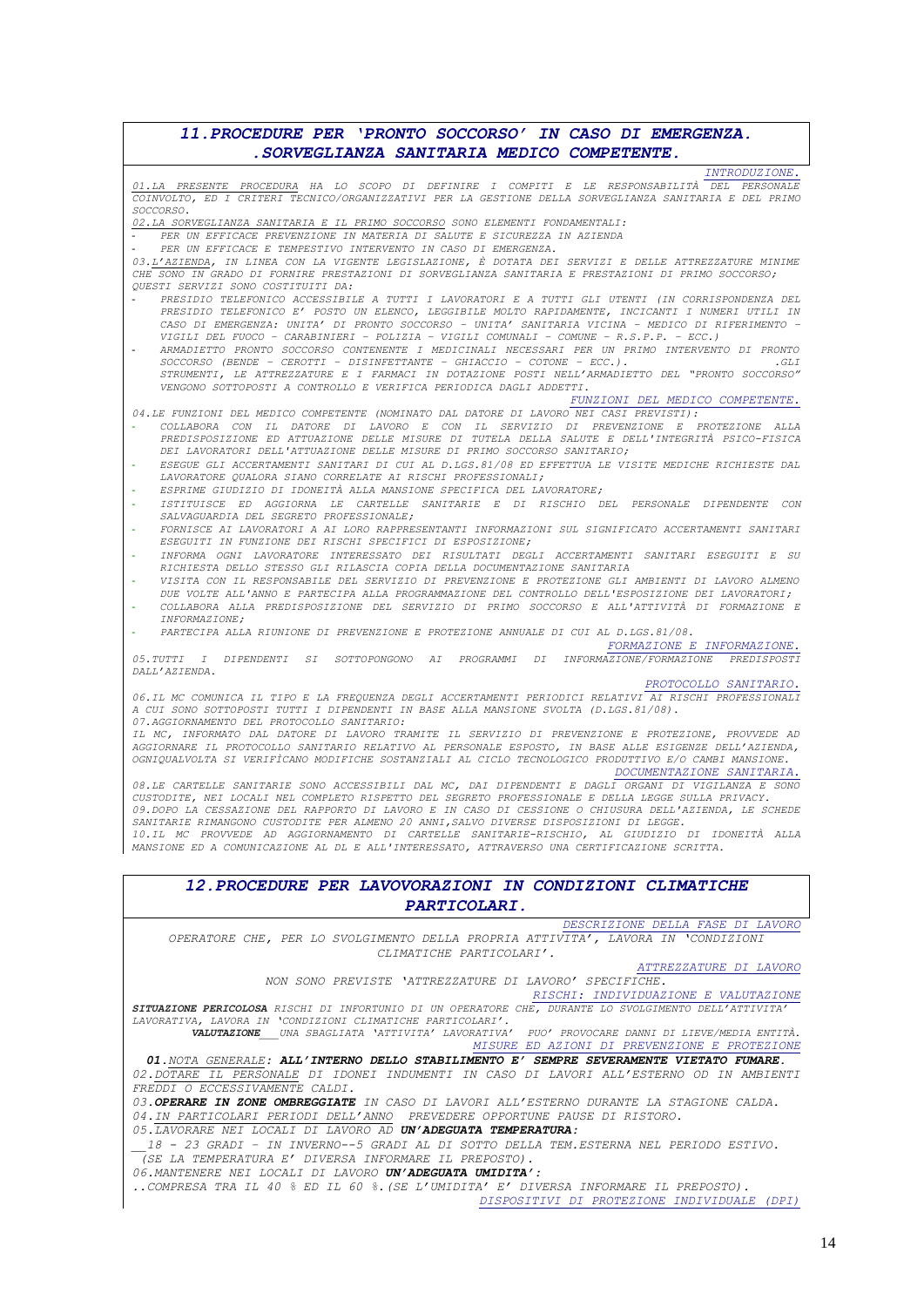## 11.PROCEDURE PER 'PRONTO SOCCORSO' IN CASO DI EMERGENZA. .SORVEGLIANZA SANITARIA MEDICO COMPETENTE.

*INTRODUZIONE.*

01.LA PRESENTE PROCEDURA HA LO SCOPO DI DEFINIRE I COMPITI E LE RESPONSABILITÀ DEL PERSONALE COINVOLTO, ED I CRITERI TECNICO/ORGANIZZATIVI PER LA GESTIONE DELLA SORVEGLIANZA SANITARIA E DEL PRIMO SOCCORSO.

02.LA SORVEGLIANZA SANITARIA E IL PRIMO SOCCORSO SONO ELEMENTI FONDAMENTALI:

- PER UN EFFICACE PREVENZIONE IN MATERIA DI SALUTE E SICUREZZA IN AZIENDA
- PER UN EFFICACE E TEMPESTIVO INTERVENTO IN CASO DI EMERGENZA.

03.L'AZIENDA, IN LINEA CON LA VIGENTE LEGISLAZIONE, È DOTATA DEI SERVIZI E DELLE ATTREZZATURE MINIME CHE SONO IN GRADO DI FORNIRE PRESTAZIONI DI SORVEGLIANZA SANITARIA E PRESTAZIONI DI PRIMO SOCCORSO; QUESTI SERVIZI SONO COSTITUITI DA:

- PRESIDIO TELEFONICO ACCESSIBILE A TUTTI I LAVORATORI E A TUTTI GLI UTENTI (IN CORRISPONDENZA DEL PRESIDIO TELEFONICO E' POSTO UN ELENCO, LEGGIBILE MOLTO RAPIDAMENTE, INCICANTI I NUMERI UTILI IN CASO DI EMERGENZA: UNITA' DI PRONTO SOCCORSO - UNITA' SANITARIA VICINA - MEDICO DI RIFERIMENTO - VIGILI DEL FUOCO - CARABINIERI - POLIZIA - VIGILI COMUNALI - COMUNE - R.S.P.P. - ECC.)
- ARMADIETTO PRONTO SOCCORSO CONTENENTE I MEDICINALI NECESSARI PER UN PRIMO INTERVENTO DI PRONTO SOCCORSO (BENDE - CEROTTI - DISINFETTANTE - GHIACCIO - COTONE - ECC.). .GLI STRUMENTI, LE ATTREZZATURE E I FARMACI IN DOTAZIONE POSTI NELL'ARMADIETTO DEL "PRONTO SOCCORSO" VENGONO SOTTOPOSTI A CONTROLLO E VERIFICA PERIODICA DAGLI ADDETTI.

*FUNZIONI DEL MEDICO COMPETENTE.*

04.LE FUNZIONI DEL MEDICO COMPETENTE (NOMINATO DAL DATORE DI LAVORO NEI CASI PREVISTI):

- COLLABORA CON IL DATORE DI LAVORO E CON IL SERVIZIO DI PREVENZIONE E PROTEZIONE ALLA PREDISPOSIZIONE ED ATTUAZIONE DELLE MISURE DI TUTELA DELLA SALUTE E DELL'INTEGRITÀ PSICO-FISICA DEI LAVORATORI DELL'ATTUAZIONE DELLE MISURE DI PRIMO SOCCORSO SANITARIO;
- ESEGUE GLI ACCERTAMENTI SANITARI DI CUI AL D.LGS.81/08 ED EFFETTUA LE VISITE MEDICHE RICHIESTE DAL LAVORATORE QUALORA SIANO CORRELATE AI RISCHI PROFESSIONALI;
- ESPRIME GIUDIZIO DI IDONEITÀ ALLA MANSIONE SPECIFICA DEL LAVORATORE;
- ISTITUISCE ED AGGIORNA LE CARTELLE SANITARIE E DI RISCHIO DEL PERSONALE DIPENDENTE CON SALVAGUARDIA DEL SEGRETO PROFESSIONALE;
- FORNISCE AI LAVORATORI A AI LORO RAPPRESENTANTI INFORMAZIONI SUL SIGNIFICATO ACCERTAMENTI SANITARI ESEGUITI IN FUNZIONE DEI RISCHI SPECIFICI DI ESPOSIZIONE;
- INFORMA OGNI LAVORATORE INTERESSATO DEI RISULTATI DEGLI ACCERTAMENTI SANITARI ESEGUITI E SU RICHIESTA DELLO STESSO GLI RILASCIA COPIA DELLA DOCUMENTAZIONE SANITARIA
- VISITA CON IL RESPONSABILE DEL SERVIZIO DI PREVENZIONE E PROTEZIONE GLI AMBIENTI DI LAVORO ALMENO DUE VOLTE ALL'ANNO E PARTECIPA ALLA PROGRAMMAZIONE DEL CONTROLLO DELL'ESPOSIZIONE DEI LAVORATORI;
- COLLABORA ALLA PREDISPOSIZIONE DEL SERVIZIO DI PRIMO SOCCORSO E ALL'ATTIVITÀ DI FORMAZIONE E INFORMAZIONE;
- PARTECIPA ALLA RIUNIONE DI PREVENZIONE E PROTEZIONE ANNUALE DI CUI AL D.LGS.81/08.

*FORMAZIONE E INFORMAZIONE.*

05.TUTTI I DIPENDENTI SI SOTTOPONGONO AI PROGRAMMI DI INFORMAZIONE/FORMAZIONE PREDISPOSTI DALL'AZIENDA.

*PROTOCOLLO SANITARIO.*

06.IL MC COMUNICA IL TIPO E LA FREQUENZA DEGLI ACCERTAMENTI PERIODICI RELATIVI AI RISCHI PROFESSIONALI A CUI SONO SOTTOPOSTI TUTTI I DIPENDENTI IN BASE ALLA MANSIONE SVOLTA (D.LGS.81/08).

07.AGGIORNAMENTO DEL PROTOCOLLO SANITARIO:
IL MC, INFORMATO DAL DATORE DI LAVORO TRAMITE IL SERVIZIO DI PREVENZIONE E PROTEZIONE, PROVVEDE AD AGGIORNARE IL PROTOCOLLO SANITARIO RELATIVO AL PERSONALE ESPOSTO, IN BASE ALLE ESIGENZE DELL'AZIENDA, OGNIQUALVOLTA SI VERIFICANO MODIFICHE SOSTANZIALI AL CICLO TECNOLOGICO PRODUTTIVO E/O CAMBI MANSIONE.

*DOCUMENTAZIONE SANITARIA.*

08.LE CARTELLE SANITARIE SONO ACCESSIBILI DAL MC, DAI DIPENDENTI E DAGLI ORGANI DI VIGILANZA E SONO CUSTODITE, NEI LOCALI NEL COMPLETO RISPETTO DEL SEGRETO PROFESSIONALE E DELLA LEGGE SULLA PRIVACY.

09.DOPO LA CESSAZIONE DEL RAPPORTO DI LAVORO E IN CASO DI CESSIONE O CHIUSURA DELL'AZIENDA, LE SCHEDE SANITARIE RIMANGONO CUSTODITE PER ALMENO 20 ANNI,SALVO DIVERSE DISPOSIZIONI DI LEGGE.

10.IL MC PROVVEDE AD AGGIORNAMENTO DI CARTELLE SANITARIE-RISCHIO, AL GIUDIZIO DI IDONEITÀ ALLA MANSIONE ED A COMUNICAZIONE AL DL E ALL'INTERESSATO, ATTRAVERSO UNA CERTIFICAZIONE SCRITTA.

## 12.PROCEDURE PER LAVOVORAZIONI IN CONDIZIONI CLIMATICHE PARTICOLARI.

*DESCRIZIONE DELLA FASE DI LAVORO*

OPERATORE CHE, PER LO SVOLGIMENTO DELLA PROPRIA ATTIVITA', LAVORA IN 'CONDIZIONI CLIMATICHE PARTICOLARI'.

*ATTREZZATURE DI LAVORO*

NON SONO PREVISTE 'ATTREZZATURE DI LAVORO' SPECIFICHE.

*RISCHI: INDIVIDUAZIONE E VALUTAZIONE*

**SITUAZIONE PERICOLOSA** RISCHI DI INFORTUNIO DI UN OPERATORE CHE, DURANTE LO SVOLGIMENTO DELL'ATTIVITA' LAVORATIVA, LAVORA IN 'CONDIZIONI CLIMATICHE PARTICOLARI'.

**VALUTAZIONE**___UNA SBAGLIATA 'ATTIVITA' LAVORATIVA' PUO' PROVOCARE DANNI DI LIEVE/MEDIA ENTITÀ.

*MISURE ED AZIONI DI PREVENZIONE E PROTEZIONE*

**01.**NOTA GENERALE**: ALL'INTERNO DELLO STABILIMENTO E' SEMPRE SEVERAMENTE VIETATO FUMARE.**

02.DOTARE IL PERSONALE DI IDONEI INDUMENTI IN CASO DI LAVORI ALL'ESTERNO OD IN AMBIENTI FREDDI O ECCESSIVAMENTE CALDI.

03.**OPERARE IN ZONE OMBREGGIATE** IN CASO DI LAVORI ALL'ESTERNO DURANTE LA STAGIONE CALDA.

04.IN PARTICOLARI PERIODI DELL'ANNO PREVEDERE OPPORTUNE PAUSE DI RISTORO.

05.LAVORARE NEI LOCALI DI LAVORO AD **UN'ADEGUATA TEMPERATURA:**

__18 - 23 GRADI - IN INVERNO--5 GRADI AL DI SOTTO DELLA TEM.ESTERNA NEL PERIODO ESTIVO. (SE LA TEMPERATURA E' DIVERSA INFORMARE IL PREPOSTO).

06.MANTENERE NEI LOCALI DI LAVORO **UN'ADEGUATA UMIDITA':**

..COMPRESA TRA IL 40 % ED IL 60 %.(SE L'UMIDITA' E' DIVERSA INFORMARE IL PREPOSTO).

*DISPOSITIVI DI PROTEZIONE INDIVIDUALE (DPI)*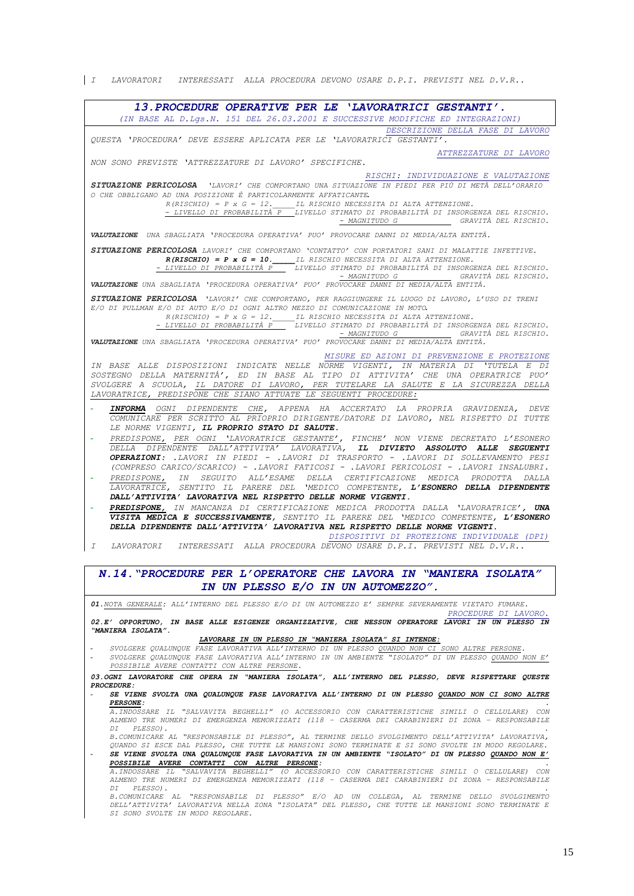*I LAVORATORI INTERESSATI ALLA PROCEDURA DEVONO USARE D.P.I. PREVISTI NEL D.V.R..*

## 13. PROCEDURE OPERATIVE PER LE 'LAVORATRICI GESTANTI'.

*(IN BASE AL D.Lgs.N. 151 DEL 26.03.2001 E SUCCESSIVE MODIFICHE ED INTEGRAZIONI)*

*DESCRIZIONE DELLA FASE DI LAVORO*

*QUESTA 'PROCEDURA' DEVE ESSERE APLICATA PER LE 'LAVORATRICI GESTANTI'.*

*ATTREZZATURE DI LAVORO*

*NON SONO PREVISTE 'ATTREZZATURE DI LAVORO' SPECIFICHE.*

*RISCHI: INDIVIDUAZIONE E VALUTAZIONE*

***SITUAZIONE PERICOLOSA*** *'LAVORI' CHE COMPORTANO UNA SITUAZIONE IN PIEDI PER PIÙ DI METÀ DELL'ORARIO O CHE OBBLIGANO AD UNA POSIZIONE È PARTICOLARMENTE AFFATICANTE.*

*R(RISCHIO) = P x G = 12. IL RISCHIO NECESSITA DI ALTA ATTENZIONE.*
*- LIVELLO DI PROBABILITÀ P LIVELLO STIMATO DI PROBABILITÀ DI INSORGENZA DEL RISCHIO.*
*- MAGNITUDO G GRAVITÀ DEL RISCHIO.*

***VALUTAZIONE*** *UNA SBAGLIATA 'PROCEDURA OPERATIVA' PUO' PROVOCARE DANNI DI MEDIA/ALTA ENTITÀ.*

***SITUAZIONE PERICOLOSA*** *LAVORI' CHE COMPORTANO 'CONTATTO' CON PORTATORI SANI DI MALATTIE INFETTIVE.*

***R(RISCHIO) = P x G = 10.*** *IL RISCHIO NECESSITA DI ALTA ATTENZIONE.*
*- LIVELLO DI PROBABILITÀ P LIVELLO STIMATO DI PROBABILITÀ DI INSORGENZA DEL RISCHIO.*
*- MAGNITUDO G GRAVITÀ DEL RISCHIO.*

***VALUTAZIONE*** *UNA SBAGLIATA 'PROCEDURA OPERATIVA' PUO' PROVOCARE DANNI DI MEDIA/ALTA ENTITÀ.*

***SITUAZIONE PERICOLOSA*** *'LAVORI' CHE COMPORTANO, PER RAGGIUNGERE IL LUOGO DI LAVORO, L'USO DI TRENI E/O DI PULLMAN E/O DI AUTO E/O DI OGNI ALTRO MEZZO DI COMUNICAZIONE IN MOTO.*

*R(RISCHIO) = P x G = 12. IL RISCHIO NECESSITA DI ALTA ATTENZIONE.*
*- LIVELLO DI PROBABILITÀ P LIVELLO STIMATO DI PROBABILITÀ DI INSORGENZA DEL RISCHIO.*
*- MAGNITUDO G GRAVITÀ DEL RISCHIO.*

***VALUTAZIONE*** *UNA SBAGLIATA 'PROCEDURA OPERATIVA' PUO' PROVOCARE DANNI DI MEDIA/ALTA ENTITÀ.*

*MISURE ED AZIONI DI PREVENZIONE E PROTEZIONE*

*IN BASE ALLE DISPOSIZIONI INDICATE NELLE NORME VIGENTI, IN MATERIA DI 'TUTELA E DI SOSTEGNO DELLA MATERNITÀ', ED IN BASE AL TIPO DI ATTIVITA' CHE UNA OPERATRICE PUO' SVOLGERE A SCUOLA, IL DATORE DI LAVORO, PER TUTELARE LA SALUTE E LA SICUREZZA DELLA LAVORATRICE, PREDISPONE CHE SIANO ATTUATE LE SEGUENTI PROCEDURE:*

- ***INFORMA*** *OGNI DIPENDENTE CHE, APPENA HA ACCERTATO LA PROPRIA GRAVIDENZA, DEVE COMUNICARE PER SCRITTO AL PRIOPRIO DIRIGENTE/DATORE DI LAVORO, NEL RISPETTO DI TUTTE LE NORME VIGENTI,* ***IL PROPRIO STATO DI SALUTE.***
- *PREDISPONE, PER OGNI 'LAVORATRICE GESTANTE', FINCHE' NON VIENE DECRETATO L'ESONERO DELLA DIPENDENTE DALL'ATTIVITA' LAVORATIVA,* ***IL DIVIETO ASSOLUTO ALLE SEGUENTI OPERAZIONI:*** *.LAVORI IN PIEDI - .LAVORI DI TRASPORTO - .LAVORI DI SOLLEVAMENTO PESI (COMPRESO CARICO/SCARICO) - .LAVORI FATICOSI - .LAVORI PERICOLOSI - .LAVORI INSALUBRI.*
- *PREDISPONE, IN SEGUITO ALL'ESAME DELLA CERTIFICAZIONE MEDICA PRODOTTA DALLA LAVORATRICE, SENTITO IL PARERE DEL 'MEDICO COMPETENTE,* ***L'ESONERO DELLA DIPENDENTE DALL'ATTIVITA' LAVORATIVA NEL RISPETTO DELLE NORME VIGENTI.***
- ***PREDISPONE,*** *IN MANCANZA DI CERTIFICAZIONE MEDICA PRODOTTA DALLA 'LAVORATRICE',* ***UNA VISITA MEDICA E SUCCESSIVAMENTE,*** *SENTITO IL PARERE DEL 'MEDICO COMPETENTE,* ***L'ESONERO DELLA DIPENDENTE DALL'ATTIVITA' LAVORATIVA NEL RISPETTO DELLE NORME VIGENTI.***

*DISPOSITIVI DI PROTEZIONE INDIVIDUALE (DPI)*

*I LAVORATORI INTERESSATI ALLA PROCEDURA DEVONO USARE D.P.I. PREVISTI NEL D.V.R..*

## N.14. "PROCEDURE PER L'OPERATORE CHE LAVORA IN "MANIERA ISOLATA" IN UN PLESSO E/O IN UN AUTOMEZZO".

***01.*** *NOTA GENERALE: ALL'INTERNO DEL PLESSO E/O DI UN AUTOMEZZO E' SEMPRE SEVERAMENTE VIETATO FUMARE.*

*PROCEDURE DI LAVORO.*

***02.E' OPPORTUNO, IN BASE ALLE ESIGENZE ORGANIZZATIVE, CHE NESSUN OPERATORE LAVORI IN UN PLESSO IN "MANIERA ISOLATA".***

***LAVORARE IN UN PLESSO IN "MANIERA ISOLATA" SI INTENDE:***

- *SVOLGERE QUALUNQUE FASE LAVORATIVA ALL'INTERNO DI UN PLESSO QUANDO NON CI SONO ALTRE PERSONE.*
- *SVOLGERE QUALUNQUE FASE LAVORATIVA ALL'INTERNO IN UN AMBIENTE "ISOLATO" DI UN PLESSO QUANDO NON E' POSSIBILE AVERE CONTATTI CON ALTRE PERSONE.*

***03.OGNI LAVORATORE CHE OPERA IN "MANIERA ISOLATA", ALL'INTERNO DEL PLESSO, DEVE RISPETTARE QUESTE PROCEDURE:***

- ***SE VIENE SVOLTA UNA QUALUNQUE FASE LAVORATIVA ALL'INTERNO DI UN PLESSO QUANDO NON CI SONO ALTRE PERSONE:***
  *A.INDOSSARE IL "SALVAVITA BEGHELLI" (O ACCESSORIO CON CARATTERISTICHE SIMILI O CELLULARE) CON ALMENO TRE NUMERI DI EMERGENZA MEMORIZZATI (118 - CASERMA DEI CARABINIERI DI ZONA - RESPONSABILE DI PLESSO).*
  *B.COMUNICARE AL "RESPONSABILE DI PLESSO", AL TERMINE DELLO SVOLGIMENTO DELL'ATTIVITA' LAVORATIVA, QUANDO SI ESCE DAL PLESSO, CHE TUTTE LE MANSIONI SONO TERMINATE E SI SONO SVOLTE IN MODO REGOLARE.*
- ***SE VIENE SVOLTA UNA QUALUNQUE FASE LAVORATIVA IN UN AMBIENTE "ISOLATO" DI UN PLESSO QUANDO NON E' POSSIBILE AVERE CONTATTI CON ALTRE PERSONE:***
  *A.INDOSSARE IL "SALVAVITA BEGHELLI" (O ACCESSORIO CON CARATTERISTICHE SIMILI O CELLULARE) CON ALMENO TRE NUMERI DI EMERGENZA MEMORIZZATI (118 - CASERMA DEI CARABINIERI DI ZONA - RESPONSABILE DI PLESSO).*
  *B.COMUNICARE AL "RESPONSABILE DI PLESSO" E/O AD UN COLLEGA, AL TERMINE DELLO SVOLGIMENTO DELL'ATTIVITA' LAVORATIVA NELLA ZONA "ISOLATA" DEL PLESSO, CHE TUTTE LE MANSIONI SONO TERMINATE E SI SONO SVOLTE IN MODO REGOLARE.*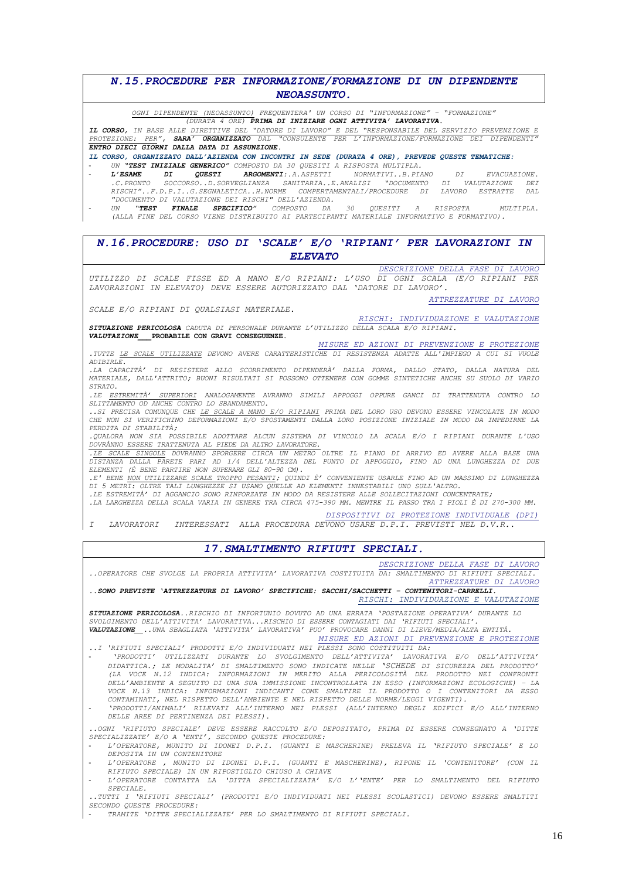## *N.15.PROCEDURE PER INFORMAZIONE/FORMAZIONE DI UN DIPENDENTE NEOASSUNTO.*

*OGNI DIPENDENTE (NEOASSUNTO) FREQUENTERA' UN CORSO DI "INFORMAZIONE" – "FORMAZIONE" (DURATA 4 ORE)* ***PRIMA DI INIZIARE OGNI ATTIVITA' LAVORATIVA.***

***IL CORSO**, IN BASE ALLE DIRETTIVE DEL "DATORE DI LAVORO" E DEL "RESPONSABILE DEL SERVIZIO PREVENZIONE E PROTEZIONE: PER",* ***SARA' ORGANIZZATO*** *DAL "CONSULENTE PER L'INFORMAZIONE/FORMAZIONE DEI DIPENDENTI"* ***ENTRO DIECI GIORNI DALLA DATA DI ASSUNZIONE.***

***IL CORSO, ORGANIZZATO DALL'AZIENDA CON INCONTRI IN SEDE (DURATA 4 ORE), PREVEDE QUESTE TEMATICHE:***

- *UN* ***"TEST INIZIALE GENERICO"*** *COMPOSTO DA 30 QUESITI A RISPOSTA MULTIPLA.*
- ***L'ESAME DI QUESTI ARGOMENTI**:.A.ASPETTI NORMATIVI..B.PIANO DI EVACUAZIONE. .C.PRONTO SOCCORSO..D.SORVEGLIANZA SANITARIA..E.ANALISI "DOCUMENTO DI VALUTAZIONE DEI RISCHI"..F.D.P.I..G.SEGNALETICA..H.NORME COMPERTAMENTALI/PROCEDURE DI LAVORO ESTRATTE DAL "DOCUMENTO DI VALUTAZIONE DEI RISCHI" DELL'AZIENDA.*
- *UN* ***"TEST FINALE SPECIFICO"*** *COMPOSTO DA 30 QUESITI A RISPOSTA MULTIPLA. (ALLA FINE DEL CORSO VIENE DISTRIBUITO AI PARTECIPANTI MATERIALE INFORMATIVO E FORMATIVO).*

## *N.16.PROCEDURE: USO DI 'SCALE' E/O 'RIPIANI' PER LAVORAZIONI IN ELEVATO*

*DESCRIZIONE DELLA FASE DI LAVORO*

*UTILIZZO DI SCALE FISSE ED A MANO E/O RIPIANI: L'USO DI OGNI SCALA (E/O RIPIANI PER LAVORAZIONI IN ELEVATO) DEVE ESSERE AUTORIZZATO DAL 'DATORE DI LAVORO'.*

*ATTREZZATURE DI LAVORO*

*SCALE E/O RIPIANI DI QUALSIASI MATERIALE.*

*RISCHI: INDIVIDUAZIONE E VALUTAZIONE*

***SITUAZIONE PERICOLOSA*** *CADUTA DI PERSONALE DURANTE L'UTILIZZO DELLA SCALA E/O RIPIANI.*
***VALUTAZIONE*** **PROBABILE CON GRAVI CONSEGUENZE.**

*MISURE ED AZIONI DI PREVENZIONE E PROTEZIONE*

*.TUTTE LE SCALE UTILIZZATE DEVONO AVERE CARATTERISTICHE DI RESISTENZA ADATTE ALL'IMPIEGO A CUI SI VUOLE ADIBIRLE.*
*.LA CAPACITÀ' DI RESISTERE ALLO SCORRIMENTO DIPENDERÀ' DALLA FORMA, DALLO STATO, DALLA NATURA DEL MATERIALE, DALL'ATTRITO; BUONI RISULTATI SI POSSONO OTTENERE CON GOMME SINTETICHE ANCHE SU SUOLO DI VARIO STRATO.*
*.LE ESTREMITÀ' SUPERIORI ANALOGAMENTE AVRANNO SIMILI APPOGGI OPPURE GANCI DI TRATTENUTA CONTRO LO SLITTAMENTO OD ANCHE CONTRO LO SBANDAMENTO.*
*..SI PRECISA COMUNQUE CHE LE SCALE A MANO E/O RIPIANI PRIMA DEL LORO USO DEVONO ESSERE VINCOLATE IN MODO CHE NON SI VERIFICHINO DEFORMAZIONI E/O SPOSTAMENTI DALLA LORO POSIZIONE INIZIALE IN MODO DA IMPEDIRNE LA PERDITA DI STABILITÀ;*
*.QUALORA NON SIA POSSIBILE ADOTTARE ALCUN SISTEMA DI VINCOLO LA SCALA E/O I RIPIANI DURANTE L'USO DOVRÀNNO ESSERE TRATTENUTA AL PIEDE DA ALTRO LAVORATORE.*
*.LE SCALE SINGOLE DOVRANNO SPORGERE CIRCA UN METRO OLTRE IL PIANO DI ARRIVO ED AVERE ALLA BASE UNA DISTANZA DALLA PARETE PARI AD 1/4 DELL'ALTEZZA DEL PUNTO DI APPOGGIO, FINO AD UNA LUNGHEZZA DI DUE ELEMENTI (È BENE PARTIRE NON SUPERARE GLI 80-90 CM).*
*.E' BENE NON UTILIZZARE SCALE TROPPO PESANTI; QUINDI È' CONVENIENTE USARLE FINO AD UN MASSIMO DI LUNGHEZZA DI 5 METRI: OLTRE TALI LUNGHEZZE SI USANO QUELLE AD ELEMENTI INNESTABILI UNO SULL'ALTRO.*
*.LE ESTREMITÀ' DI AGGANCIO SONO RINFORZATE IN MODO DA RESISTERE ALLE SOLLECITAZIONI CONCENTRATE;*
*.LA LARGHEZZA DELLA SCALA VARIA IN GENERE TRA CIRCA 475-390 MM. MENTRE IL PASSO TRA I PIOLI È DI 270-300 MM.*

*DISPOSITIVI DI PROTEZIONE INDIVIDUALE (DPI)*

*I LAVORATORI INTERESSATI ALLA PROCEDURA DEVONO USARE D.P.I. PREVISTI NEL D.V.R..*

## *17.SMALTIMENTO RIFIUTI SPECIALI.*

*DESCRIZIONE DELLA FASE DI LAVORO*

*..OPERATORE CHE SVOLGE LA PROPRIA ATTIVITA' LAVORATIVA COSTITUITA DA: SMALTIMENTO DI RIFIUTI SPECIALI.*

*ATTREZZATURE DI LAVORO*

***..SONO PREVISTE 'ATTREZZATURE DI LAVORO' SPECIFICHE: SACCHI/SACCHETTI – CONTENITORI-CARRELLI.***

*RISCHI: INDIVIDUAZIONE E VALUTAZIONE*

***SITUAZIONE PERICOLOSA**..RISCHIO DI INFORTUNIO DOVUTO AD UNA ERRATA 'POSTAZIONE OPERATIVA' DURANTE LO SVOLGIMENTO DELL'ATTIVITA' LAVORATIVA...RISCHIO DI ESSERE CONTAGIATI DAI 'RIFIUTI SPECIALI'.*
***VALUTAZIONE**..UNA SBAGLIATA 'ATTIVITA' LAVORATIVA' PUO' PROVOCARE DANNI DI LIEVE/MEDIA/ALTA ENTITÀ.*

*MISURE ED AZIONI DI PREVENZIONE E PROTEZIONE*

*..I 'RIFIUTI SPECIALI' PRODOTTI E/O INDIVIDUATI NEI PLESSI SONO COSTITUITI DA:*

- *'PRODOTTI' UTILIZZATI DURANTE LO SVOLGIMENTO DELL'ATTIVITA' LAVORATIVA E/O DELL'ATTIVITA' DIDATTICA.; LE MODALITA' DI SMALTIMENTO SONO INDICATE NELLE 'SCHEDE DI SICUREZZA DEL PRODOTTO' (LA VOCE N.12 INDICA: INFORMAZIONI IN MERITO ALLA PERICOLOSITÀ DEL PRODOTTO NEI CONFRONTI DELL'AMBIENTE A SEGUITO DI UNA SUA IMMISSIONE INCONTROLLATA IN ESSO (INFORMAZIONI ECOLOGICHE) – LA VOCE N.13 INDICA: INFORMAZIONI INDICANTI COME SMALTIRE IL PRODOTTO O I CONTENITORI DA ESSO CONTAMINATI, NEL RISPETTO DELL'AMBIENTE E NEL RISPETTO DELLE NORME/LEGGI VIGENTI).*
- *'PRODOTTI/ANIMALI' RILEVATI ALL'INTERNO NEI PLESSI (ALL'INTERNO DEGLI EDIFICI E/O ALL'INTERNO DELLE AREE DI PERTINENZA DEI PLESSI).*

*..OGNI 'RIFIUTO SPECIALE' DEVE ESSERE RACCOLTO E/O DEPOSITATO, PRIMA DI ESSERE CONSEGNATO A 'DITTE SPECIALIZZATE' E/O A 'ENTI', SECONDO QUESTE PROCEDURE:*

- *L'OPERATORE, MUNITO DI IDONEI D.P.I. (GUANTI E MASCHERINE) PRELEVA IL 'RIFIUTO SPECIALE' E LO DEPOSITA IN UN CONTENITORE*
- *L'OPERATORE , MUNITO DI IDONEI D.P.I. (GUANTI E MASCHERINE), RIPONE IL 'CONTENITORE' (CON IL RIFIUTO SPECIALE) IN UN RIPOSTIGLIO CHIUSO A CHIAVE*
- *L'OPERATORE CONTATTA LA 'DITTA SPECIALIZZATA' E/O L''ENTE' PER LO SMALTIMENTO DEL RIFIUTO SPECIALE.*

*..TUTTI I 'RIFIUTI SPECIALI' (PRODOTTI E/O INDIVIDUATI NEI PLESSI SCOLASTICI) DEVONO ESSERE SMALTITI SECONDO QUESTE PROCEDURE:*

- *TRAMITE 'DITTE SPECIALIZZATE' PER LO SMALTIMENTO DI RIFIUTI SPECIALI.*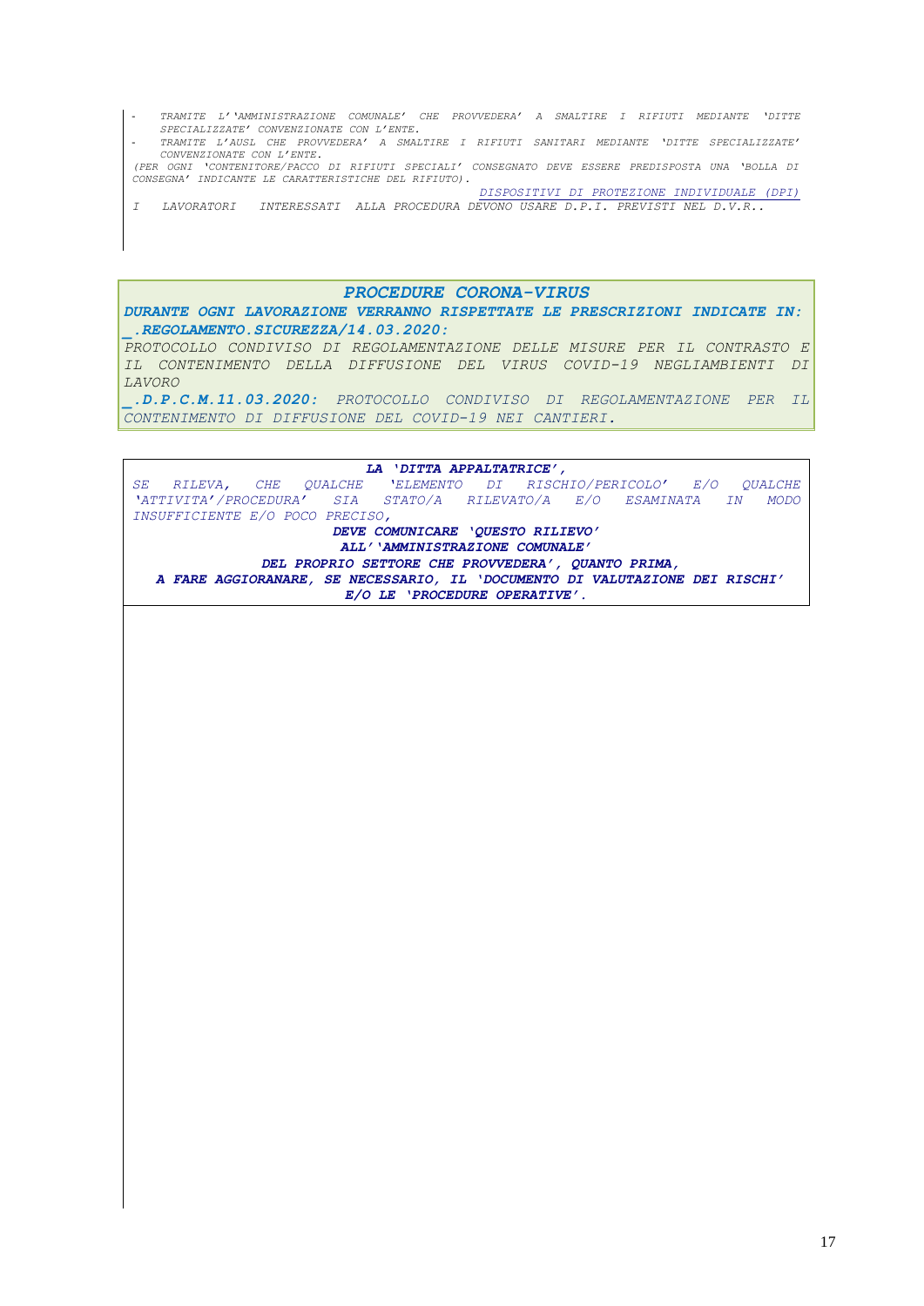- *TRAMITE L''AMMINISTRAZIONE COMUNALE' CHE PROVVEDERA' A SMALTIRE I RIFIUTI MEDIANTE 'DITTE SPECIALIZZATE' CONVENZIONATE CON L'ENTE.*
- *TRAMITE L'AUSL CHE PROVVEDERA' A SMALTIRE I RIFIUTI SANITARI MEDIANTE 'DITTE SPECIALIZZATE' CONVENZIONATE CON L'ENTE.*

*(PER OGNI 'CONTENITORE/PACCO DI RIFIUTI SPECIALI' CONSEGNATO DEVE ESSERE PREDISPOSTA UNA 'BOLLA DI CONSEGNA' INDICANTE LE CARATTERISTICHE DEL RIFIUTO).*

*DISPOSITIVI DI PROTEZIONE INDIVIDUALE (DPI)*

*I LAVORATORI INTERESSATI ALLA PROCEDURA DEVONO USARE D.P.I. PREVISTI NEL D.V.R..*

## *PROCEDURE CORONA-VIRUS*

***DURANTE OGNI LAVORAZIONE VERRANNO RISPETTATE LE PRESCRIZIONI INDICATE IN:***

***_.REGOLAMENTO.SICUREZZA/14.03.2020:***

*PROTOCOLLO CONDIVISO DI REGOLAMENTAZIONE DELLE MISURE PER IL CONTRASTO E IL CONTENIMENTO DELLA DIFFUSIONE DEL VIRUS COVID-19 NEGLIAMBIENTI DI LAVORO*

***_.D.P.C.M.11.03.2020:*** *PROTOCOLLO CONDIVISO DI REGOLAMENTAZIONE PER IL CONTENIMENTO DI DIFFUSIONE DEL COVID-19 NEI CANTIERI.*

***LA 'DITTA APPALTATRICE',***

*SE RILEVA, CHE QUALCHE 'ELEMENTO DI RISCHIO/PERICOLO' E/O QUALCHE 'ATTIVITA'/PROCEDURA' SIA STATO/A RILEVATO/A E/O ESAMINATA IN MODO INSUFFICIENTE E/O POCO PRECISO,*

***DEVE COMUNICARE 'QUESTO RILIEVO'***
***ALL''AMMINISTRAZIONE COMUNALE'***
***DEL PROPRIO SETTORE CHE PROVVEDERA', QUANTO PRIMA,***
***A FARE AGGIORANARE, SE NECESSARIO, IL 'DOCUMENTO DI VALUTAZIONE DEI RISCHI' E/O LE 'PROCEDURE OPERATIVE'.***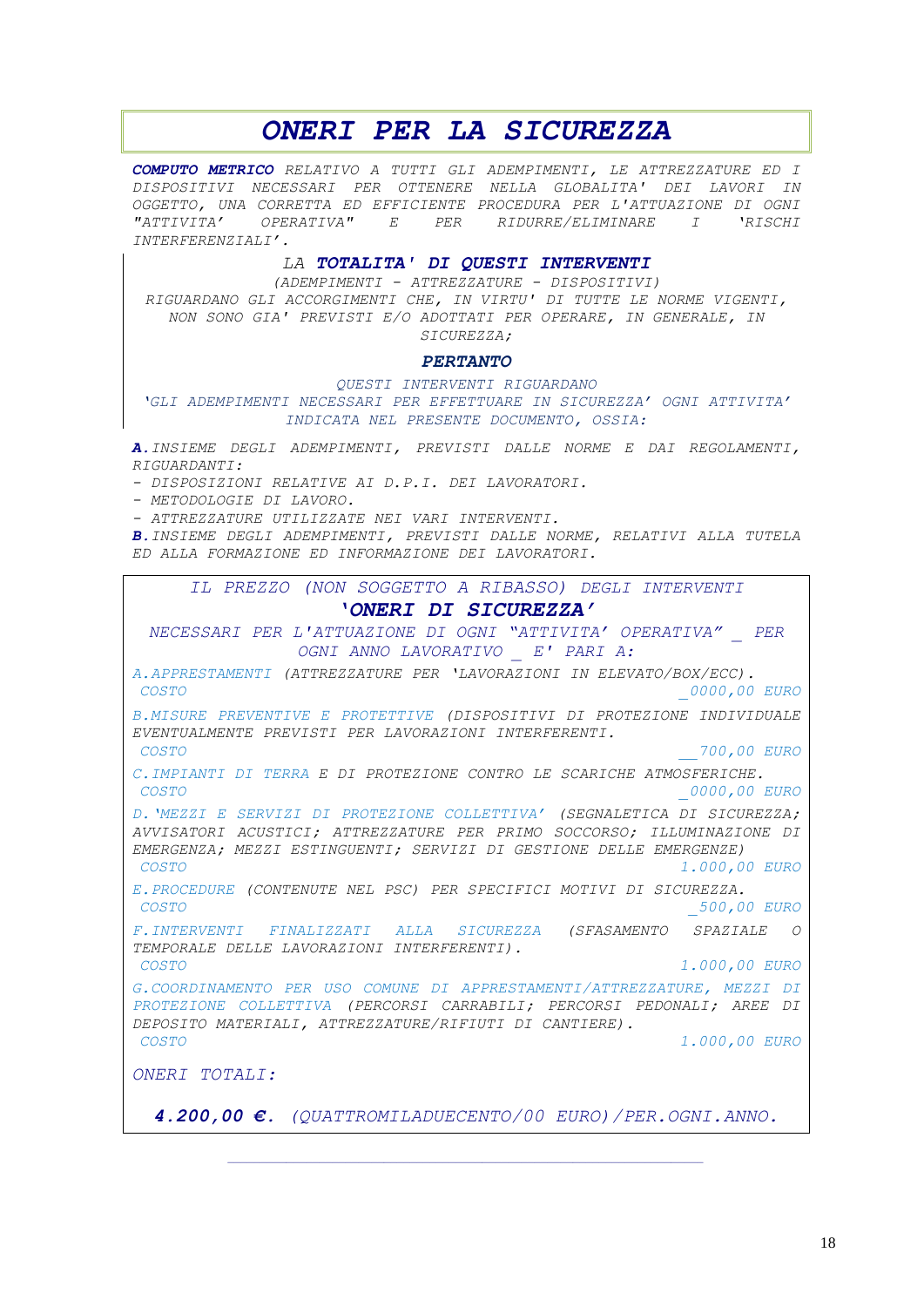# *ONERI PER LA SICUREZZA*

***COMPUTO METRICO*** *RELATIVO A TUTTI GLI ADEMPIMENTI, LE ATTREZZATURE ED I DISPOSITIVI NECESSARI PER OTTENERE NELLA GLOBALITA' DEI LAVORI IN OGGETTO, UNA CORRETTA ED EFFICIENTE PROCEDURA PER L'ATTUAZIONE DI OGNI "ATTIVITA' OPERATIVA" E PER RIDURRE/ELIMINARE I 'RISCHI INTERFERENZIALI'.*

*LA* ***TOTALITA' DI QUESTI INTERVENTI***

*(ADEMPIMENTI - ATTREZZATURE - DISPOSITIVI)*

*RIGUARDANO GLI ACCORGIMENTI CHE, IN VIRTU' DI TUTTE LE NORME VIGENTI, NON SONO GIA' PREVISTI E/O ADOTTATI PER OPERARE, IN GENERALE, IN SICUREZZA;*

***PERTANTO***

*QUESTI INTERVENTI RIGUARDANO*

*'GLI ADEMPIMENTI NECESSARI PER EFFETTUARE IN SICUREZZA' OGNI ATTIVITA' INDICATA NEL PRESENTE DOCUMENTO, OSSIA:*

***A.*** *INSIEME DEGLI ADEMPIMENTI, PREVISTI DALLE NORME E DAI REGOLAMENTI, RIGUARDANTI:*

- *DISPOSIZIONI RELATIVE AI D.P.I. DEI LAVORATORI.*
- *METODOLOGIE DI LAVORO.*
- *ATTREZZATURE UTILIZZATE NEI VARI INTERVENTI.*

***B.*** *INSIEME DEGLI ADEMPIMENTI, PREVISTI DALLE NORME, RELATIVI ALLA TUTELA ED ALLA FORMAZIONE ED INFORMAZIONE DEI LAVORATORI.*

*IL PREZZO (NON SOGGETTO A RIBASSO) DEGLI INTERVENTI*

***'ONERI DI SICUREZZA'***

*NECESSARI PER L'ATTUAZIONE DI OGNI "ATTIVITA' OPERATIVA" _ PER OGNI ANNO LAVORATIVO _ E' PARI A:*

*A. APPRESTAMENTI (ATTREZZATURE PER 'LAVORAZIONI IN ELEVATO/BOX/ECC).*
*COSTO* _0000,00 EURO

*B. MISURE PREVENTIVE E PROTETTIVE (DISPOSITIVI DI PROTEZIONE INDIVIDUALE EVENTUALMENTE PREVISTI PER LAVORAZIONI INTERFERENTI.*
*COSTO* __700,00 EURO

*C. IMPIANTI DI TERRA E DI PROTEZIONE CONTRO LE SCARICHE ATMOSFERICHE.*
*COSTO* _0000,00 EURO

*D. 'MEZZI E SERVIZI DI PROTEZIONE COLLETTIVA' (SEGNALETICA DI SICUREZZA; AVVISATORI ACUSTICI; ATTREZZATURE PER PRIMO SOCCORSO; ILLUMINAZIONE DI EMERGENZA; MEZZI ESTINGUENTI; SERVIZI DI GESTIONE DELLE EMERGENZE)*
*COSTO* 1.000,00 EURO

*E. PROCEDURE (CONTENUTE NEL PSC) PER SPECIFICI MOTIVI DI SICUREZZA.*
*COSTO* _500,00 EURO

*F. INTERVENTI FINALIZZATI ALLA SICUREZZA (SFASAMENTO SPAZIALE O TEMPORALE DELLE LAVORAZIONI INTERFERENTI).*
*COSTO* 1.000,00 EURO

*G. COORDINAMENTO PER USO COMUNE DI APPRESTAMENTI/ATTREZZATURE, MEZZI DI PROTEZIONE COLLETTIVA (PERCORSI CARRABILI; PERCORSI PEDONALI; AREE DI DEPOSITO MATERIALI, ATTREZZATURE/RIFIUTI DI CANTIERE).*
*COSTO* 1.000,00 EURO

*ONERI TOTALI:*

***4.200,00 €.*** *(QUATTROMILADUECENTO/00 EURO)/PER.OGNI.ANNO.*